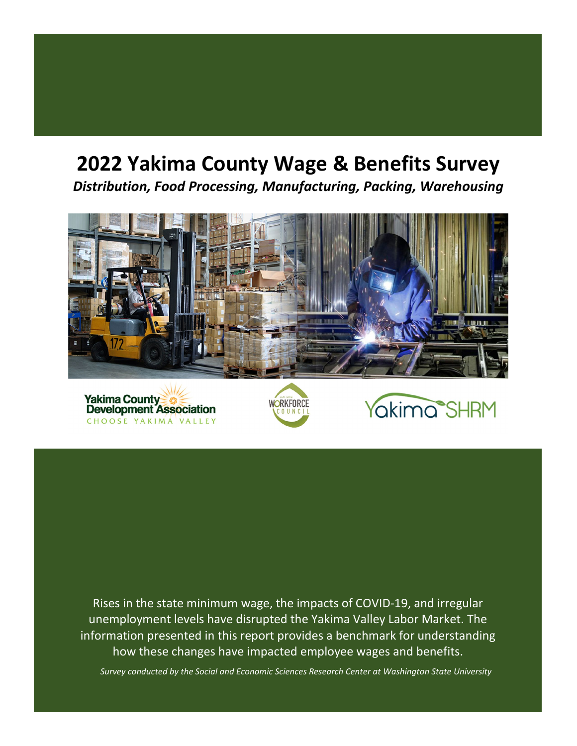# 2022 Yakima County Wage & Benefits Survey

***Distribution, Food Processing, Manufacturing, Packing, Warehousing***

Rises in the state minimum wage, the impacts of COVID-19, and irregular unemployment levels have disrupted the Yakima Valley Labor Market. The information presented in this report provides a benchmark for understanding how these changes have impacted employee wages and benefits.

*Survey conducted by the Social and Economic Sciences Research Center at Washington State University*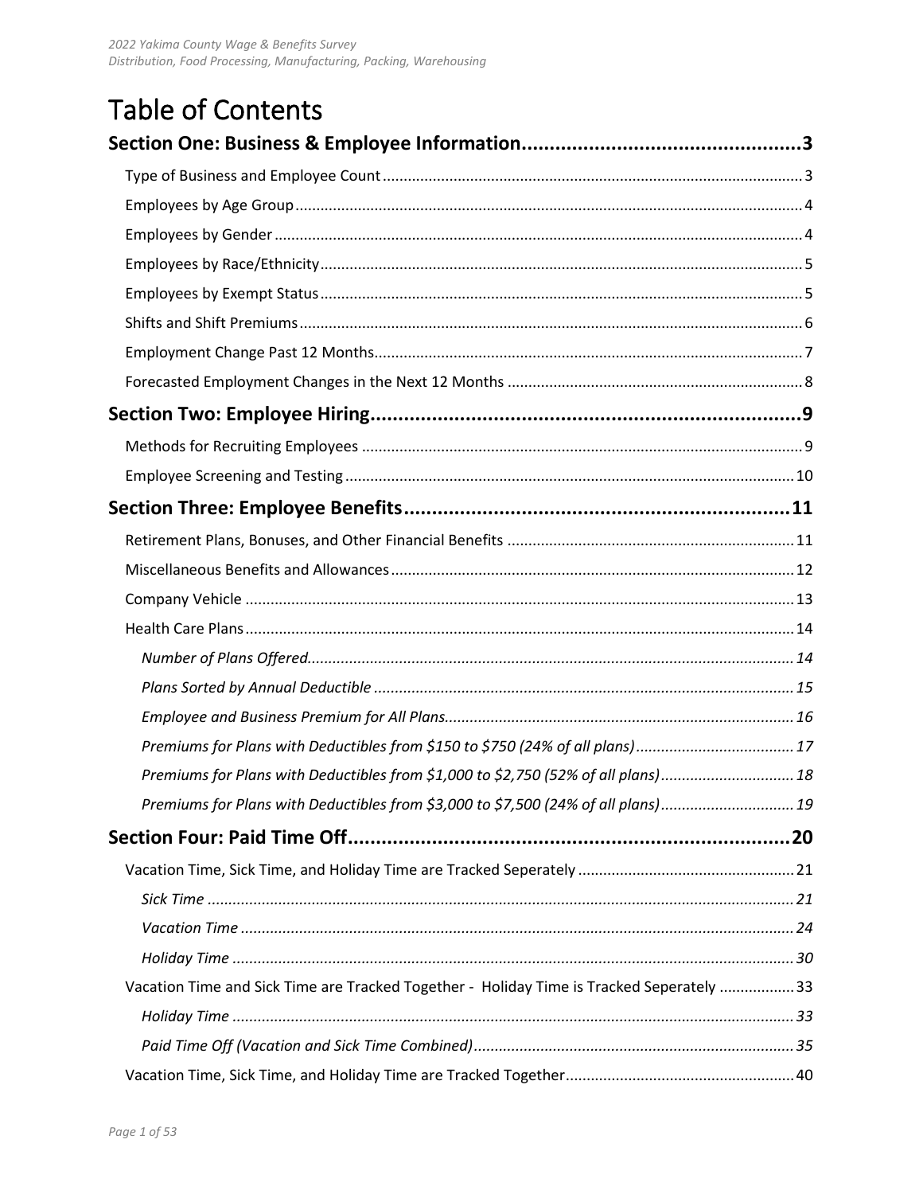# Table of Contents

**Section One: Business & Employee Information....................................................3**

- Type of Business and Employee Count....................................................3
- Employees by Age Group....................................................4
- Employees by Gender....................................................4
- Employees by Race/Ethnicity....................................................5
- Employees by Exempt Status....................................................5
- Shifts and Shift Premiums....................................................6
- Employment Change Past 12 Months....................................................7
- Forecasted Employment Changes in the Next 12 Months....................................................8

**Section Two: Employee Hiring....................................................9**

- Methods for Recruiting Employees....................................................9
- Employee Screening and Testing....................................................10

**Section Three: Employee Benefits....................................................11**

- Retirement Plans, Bonuses, and Other Financial Benefits....................................................11
- Miscellaneous Benefits and Allowances....................................................12
- Company Vehicle....................................................13
- Health Care Plans....................................................14
  - *Number of Plans Offered....................................................14*
  - *Plans Sorted by Annual Deductible....................................................15*
  - *Employee and Business Premium for All Plans....................................................16*
  - *Premiums for Plans with Deductibles from $150 to $750 (24% of all plans)....................................................17*
  - *Premiums for Plans with Deductibles from $1,000 to $2,750 (52% of all plans)....................................................18*
  - *Premiums for Plans with Deductibles from $3,000 to $7,500 (24% of all plans)....................................................19*

**Section Four: Paid Time Off....................................................20**

- Vacation Time, Sick Time, and Holiday Time are Tracked Seperately....................................................21
  - *Sick Time....................................................21*
  - *Vacation Time....................................................24*
  - *Holiday Time....................................................30*
- Vacation Time and Sick Time are Tracked Together - Holiday Time is Tracked Seperately....................................................33
  - *Holiday Time....................................................33*
  - *Paid Time Off (Vacation and Sick Time Combined)....................................................35*
- Vacation Time, Sick Time, and Holiday Time are Tracked Together....................................................40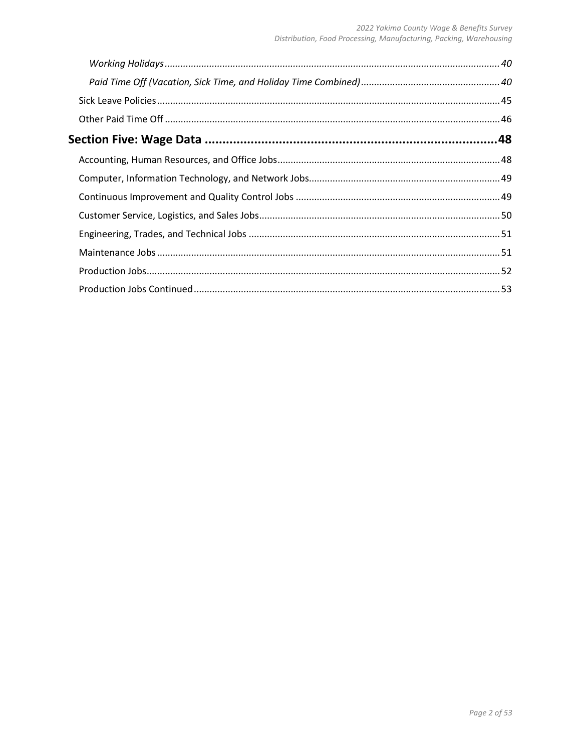*Working Holidays* ........ 40

*Paid Time Off (Vacation, Sick Time, and Holiday Time Combined)* ........ 40

Sick Leave Policies ........ 45

Other Paid Time Off ........ 46

**Section Five: Wage Data ........ 48**

Accounting, Human Resources, and Office Jobs ........ 48

Computer, Information Technology, and Network Jobs ........ 49

Continuous Improvement and Quality Control Jobs ........ 49

Customer Service, Logistics, and Sales Jobs ........ 50

Engineering, Trades, and Technical Jobs ........ 51

Maintenance Jobs ........ 51

Production Jobs ........ 52

Production Jobs Continued ........ 53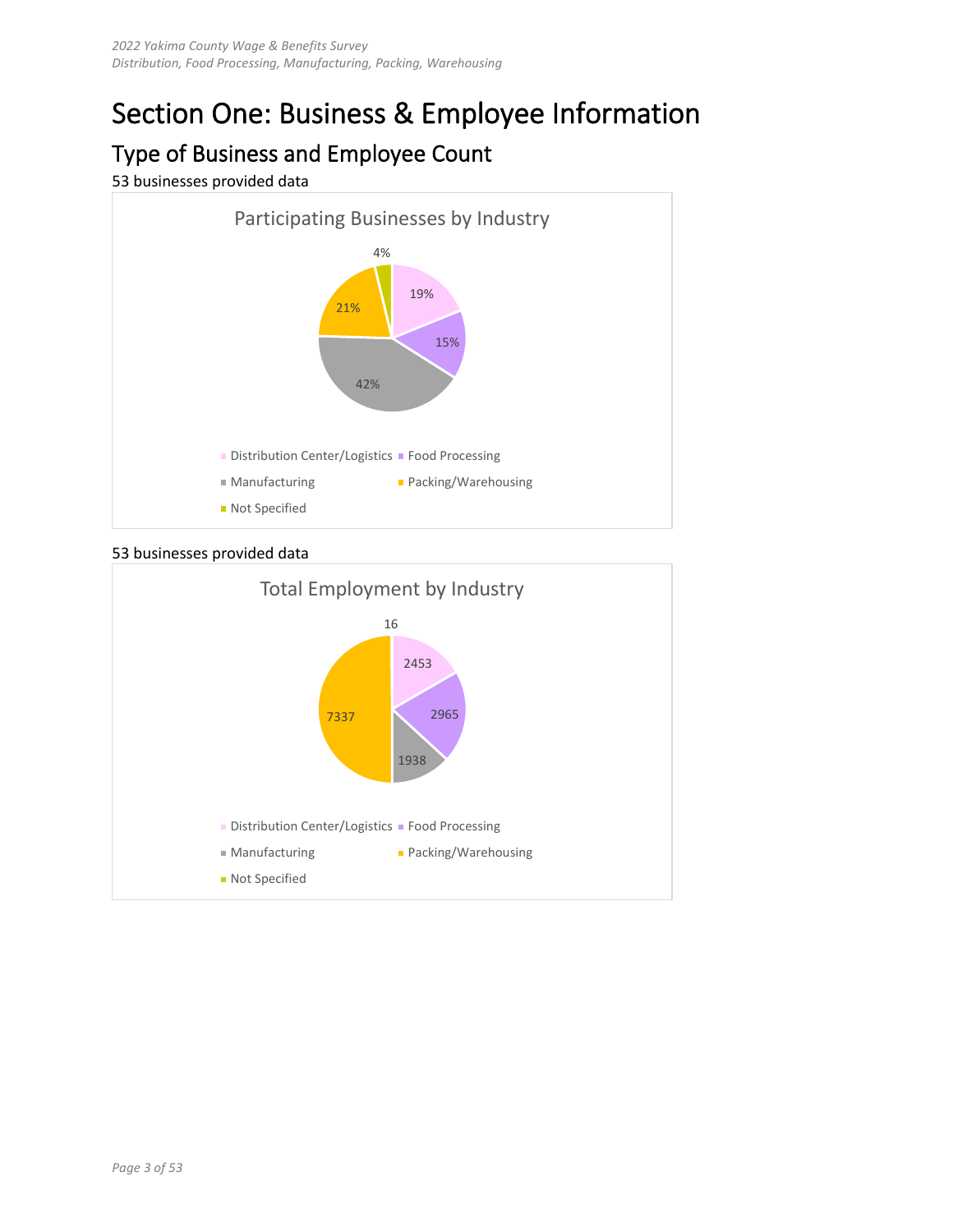# Section One: Business & Employee Information

## Type of Business and Employee Count

53 businesses provided data

**Participating Businesses by Industry**

| Industry | Percent |
| --- | --- |
| Distribution Center/Logistics | 19% |
| Food Processing | 15% |
| Manufacturing | 42% |
| Packing/Warehousing | 21% |
| Not Specified | 4% |

53 businesses provided data

**Total Employment by Industry**

| Industry | Employment |
| --- | --- |
| Distribution Center/Logistics | 2453 |
| Food Processing | 2965 |
| Manufacturing | 1938 |
| Packing/Warehousing | 7337 |
| Not Specified | 16 |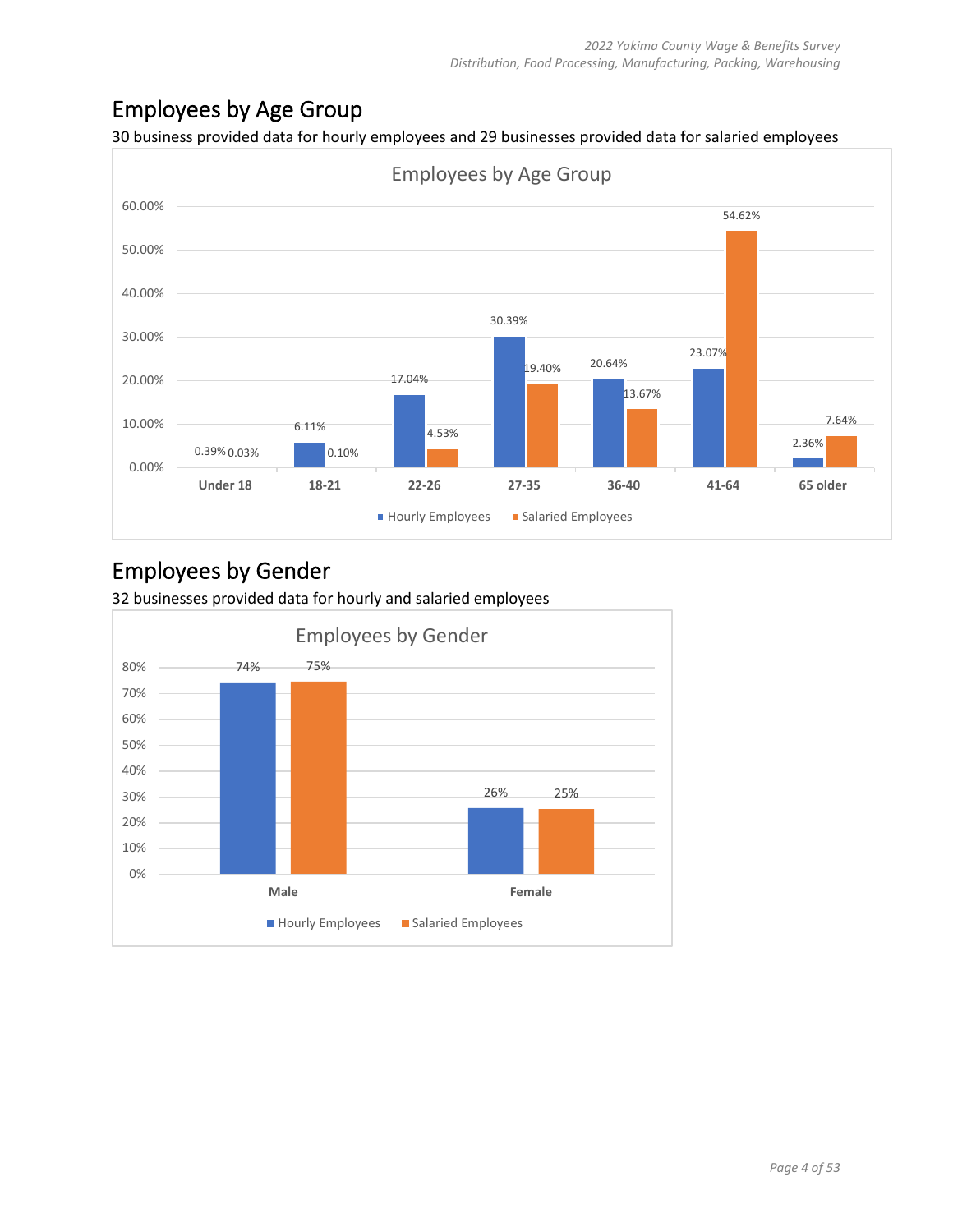## Employees by Age Group

30 business provided data for hourly employees and 29 businesses provided data for salaried employees

**Employees by Age Group**

| Age Group | Hourly Employees | Salaried Employees |
|---|---|---|
| Under 18 | 0.39% | 0.03% |
| 18-21 | 6.11% | 0.10% |
| 22-26 | 17.04% | 4.53% |
| 27-35 | 30.39% | 19.40% |
| 36-40 | 20.64% | 13.67% |
| 41-64 | 23.07% | 54.62% |
| 65 older | 2.36% | 7.64% |

## Employees by Gender

32 businesses provided data for hourly and salaried employees

**Employees by Gender**

| Gender | Hourly Employees | Salaried Employees |
|---|---|---|
| Male | 74% | 75% |
| Female | 26% | 25% |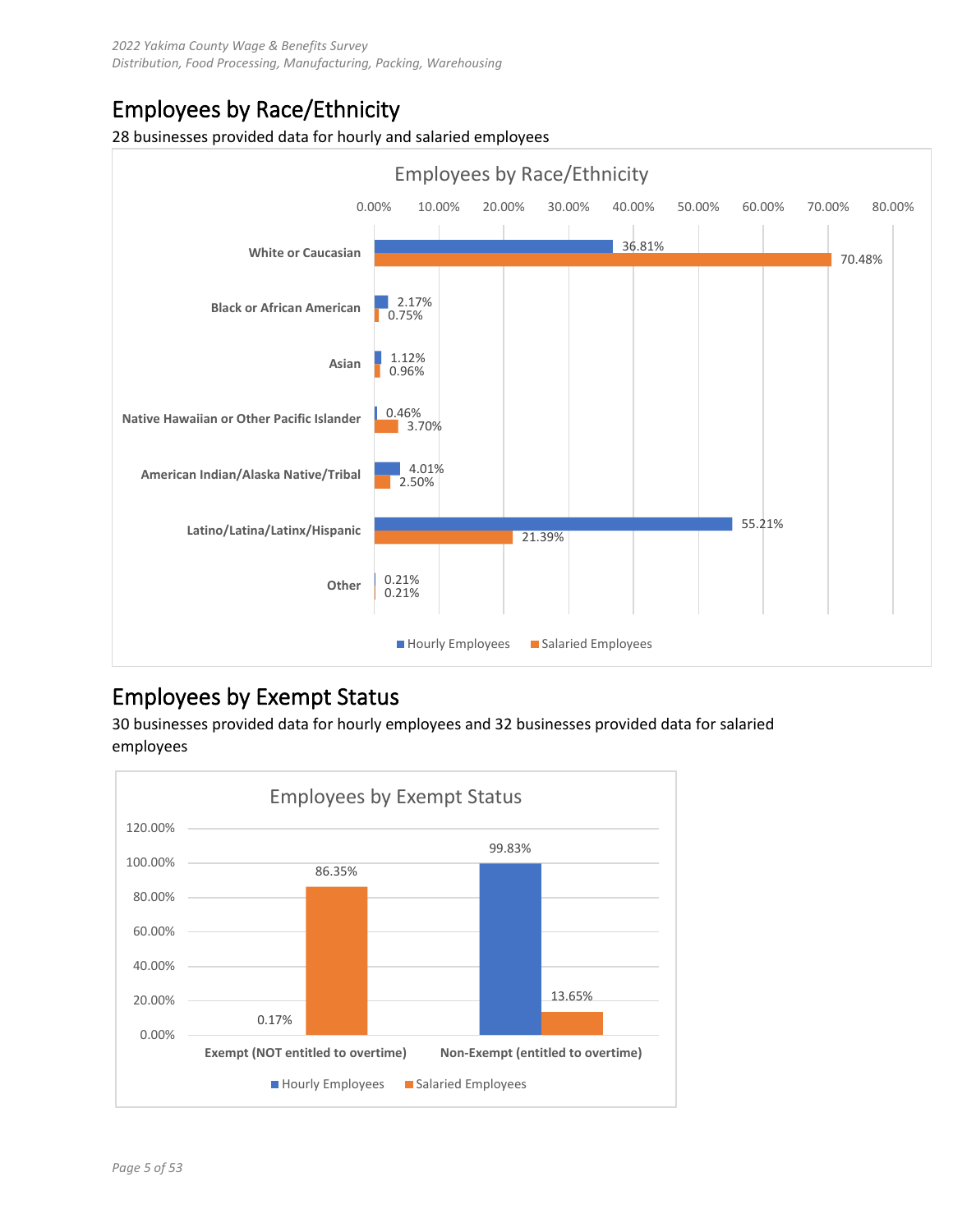## Employees by Race/Ethnicity

28 businesses provided data for hourly and salaried employees

**Employees by Race/Ethnicity**

| Race/Ethnicity | Hourly Employees | Salaried Employees |
|---|---|---|
| White or Caucasian | 36.81% | 70.48% |
| Black or African American | 2.17% | 0.75% |
| Asian | 1.12% | 0.96% |
| Native Hawaiian or Other Pacific Islander | 0.46% | 3.70% |
| American Indian/Alaska Native/Tribal | 4.01% | 2.50% |
| Latino/Latina/Latinx/Hispanic | 55.21% | 21.39% |
| Other | 0.21% | 0.21% |

## Employees by Exempt Status

30 businesses provided data for hourly employees and 32 businesses provided data for salaried employees

**Employees by Exempt Status**

| Status | Hourly Employees | Salaried Employees |
|---|---|---|
| Exempt (NOT entitled to overtime) | 0.17% | 86.35% |
| Non-Exempt (entitled to overtime) | 99.83% | 13.65% |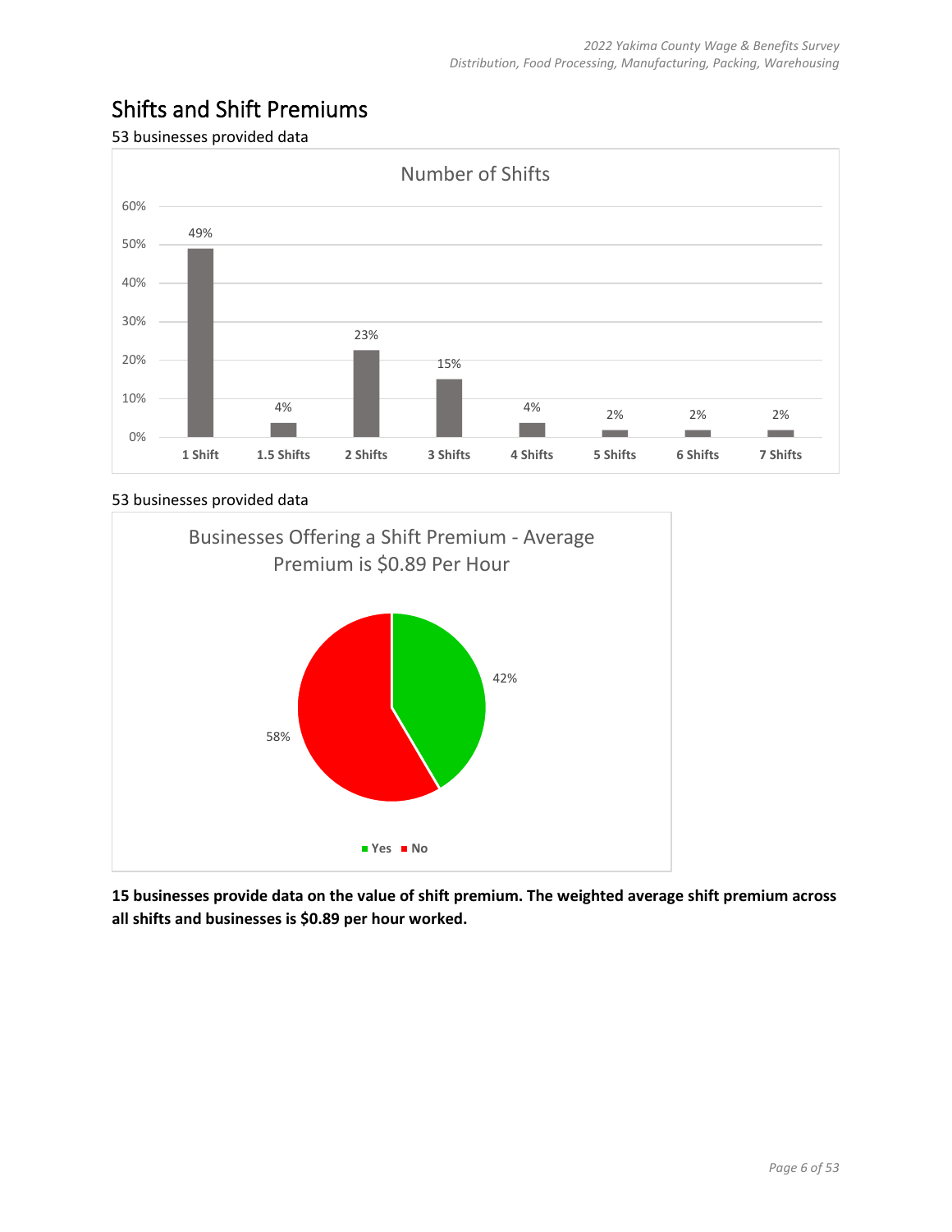# Shifts and Shift Premiums

53 businesses provided data

**Number of Shifts**

| Number of Shifts | Percent |
|---|---|
| 1 Shift | 49% |
| 1.5 Shifts | 4% |
| 2 Shifts | 23% |
| 3 Shifts | 15% |
| 4 Shifts | 4% |
| 5 Shifts | 2% |
| 6 Shifts | 2% |
| 7 Shifts | 2% |

53 businesses provided data

**Businesses Offering a Shift Premium - Average Premium is $0.89 Per Hour**

| Response | Percent |
|---|---|
| Yes | 42% |
| No | 58% |

**15 businesses provide data on the value of shift premium. The weighted average shift premium across all shifts and businesses is $0.89 per hour worked.**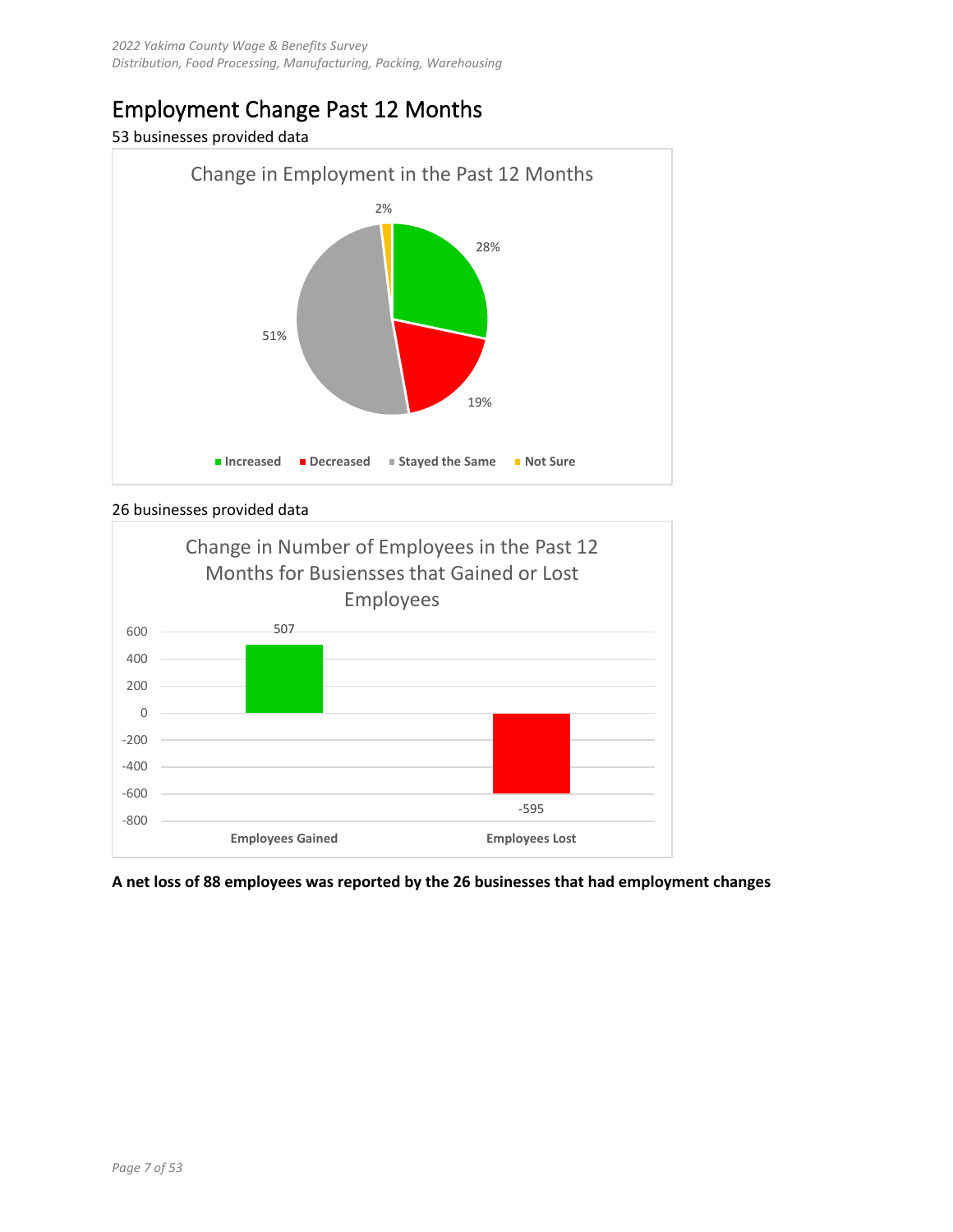# Employment Change Past 12 Months

53 businesses provided data

Change in Employment in the Past 12 Months

| Response | Percent |
| --- | --- |
| Increased | 28% |
| Decreased | 19% |
| Stayed the Same | 51% |
| Not Sure | 2% |

26 businesses provided data

Change in Number of Employees in the Past 12 Months for Busiensses that Gained or Lost Employees

| | Number |
| --- | --- |
| Employees Gained | 507 |
| Employees Lost | -595 |

**A net loss of 88 employees was reported by the 26 businesses that had employment changes**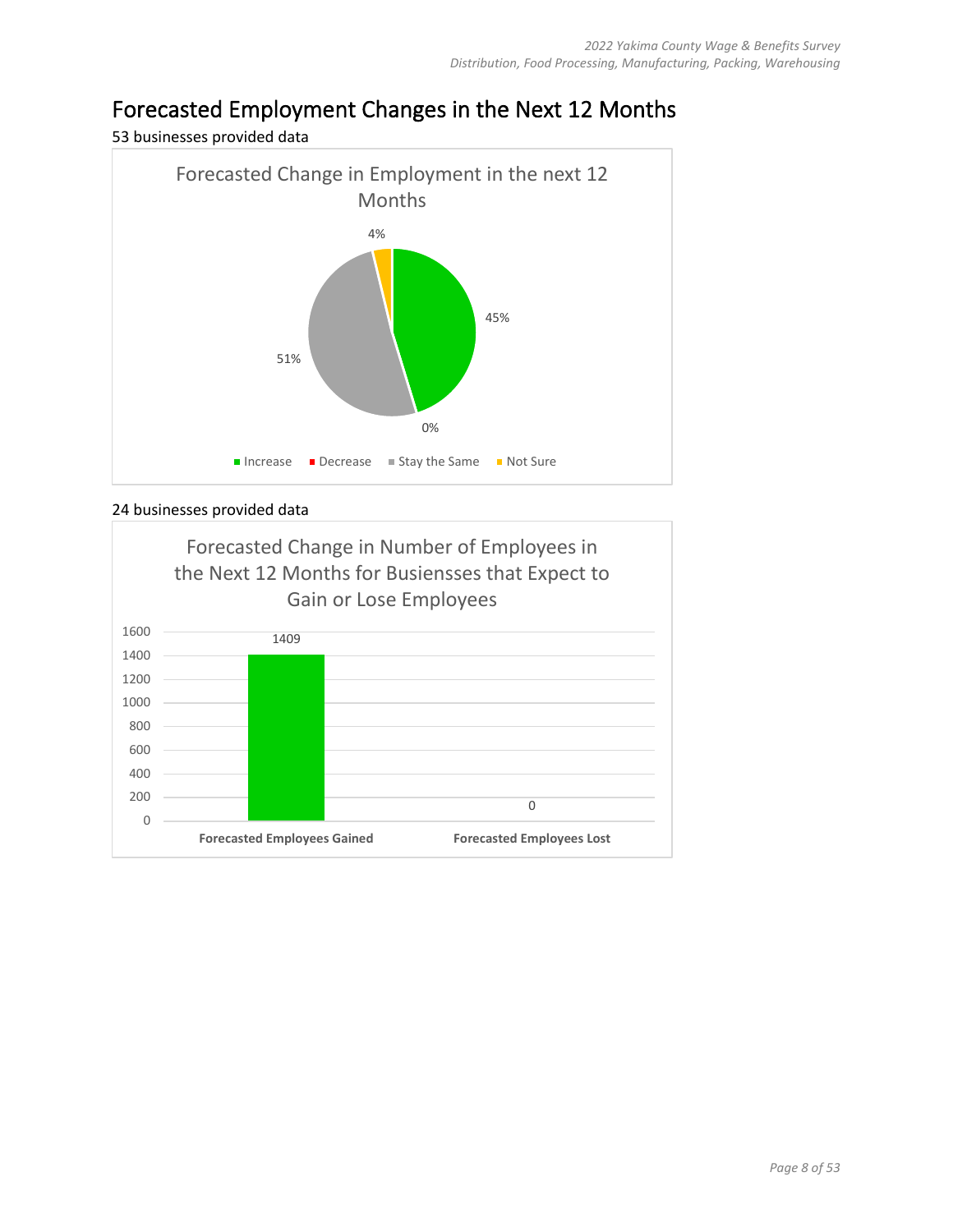# Forecasted Employment Changes in the Next 12 Months

53 businesses provided data

Forecasted Change in Employment in the next 12 Months

| Response | Percent |
|---|---|
| Increase | 45% |
| Decrease | 0% |
| Stay the Same | 51% |
| Not Sure | 4% |

24 businesses provided data

Forecasted Change in Number of Employees in the Next 12 Months for Busiensses that Expect to Gain or Lose Employees

| | Number of Employees |
|---|---|
| Forecasted Employees Gained | 1409 |
| Forecasted Employees Lost | 0 |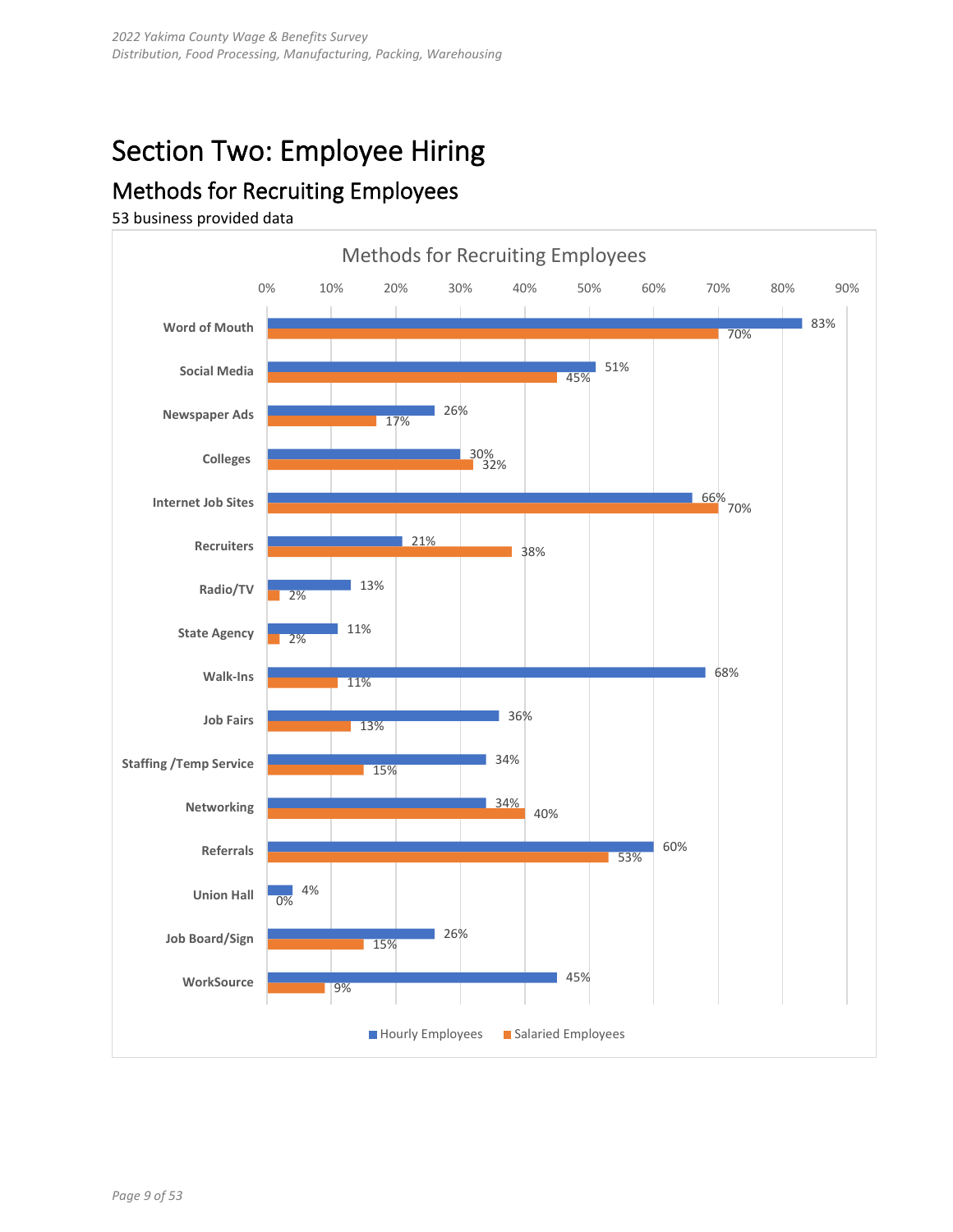# Section Two: Employee Hiring

## Methods for Recruiting Employees

53 business provided data

**Methods for Recruiting Employees**

| Method | Hourly Employees | Salaried Employees |
|---|---|---|
| Word of Mouth | 83% | 70% |
| Social Media | 51% | 45% |
| Newspaper Ads | 26% | 17% |
| Colleges | 30% | 32% |
| Internet Job Sites | 66% | 70% |
| Recruiters | 21% | 38% |
| Radio/TV | 13% | 2% |
| State Agency | 11% | 2% |
| Walk-Ins | 68% | 11% |
| Job Fairs | 36% | 13% |
| Staffing /Temp Service | 34% | 15% |
| Networking | 34% | 40% |
| Referrals | 60% | 53% |
| Union Hall | 4% | 0% |
| Job Board/Sign | 26% | 15% |
| WorkSource | 45% | 9% |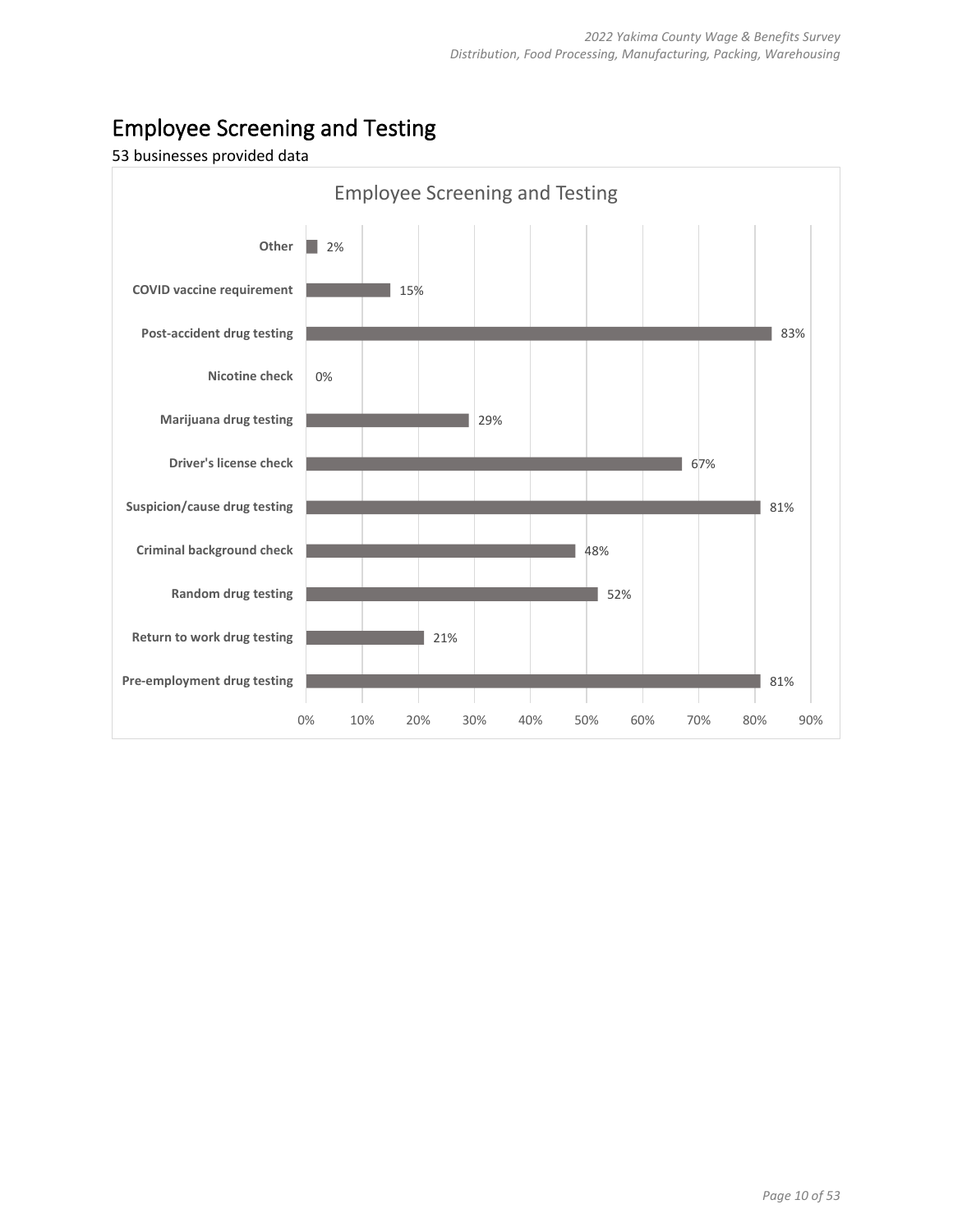# Employee Screening and Testing

53 businesses provided data

**Employee Screening and Testing**

| Screening/Testing | Percentage |
| --- | --- |
| Other | 2% |
| COVID vaccine requirement | 15% |
| Post-accident drug testing | 83% |
| Nicotine check | 0% |
| Marijuana drug testing | 29% |
| Driver's license check | 67% |
| Suspicion/cause drug testing | 81% |
| Criminal background check | 48% |
| Random drug testing | 52% |
| Return to work drug testing | 21% |
| Pre-employment drug testing | 81% |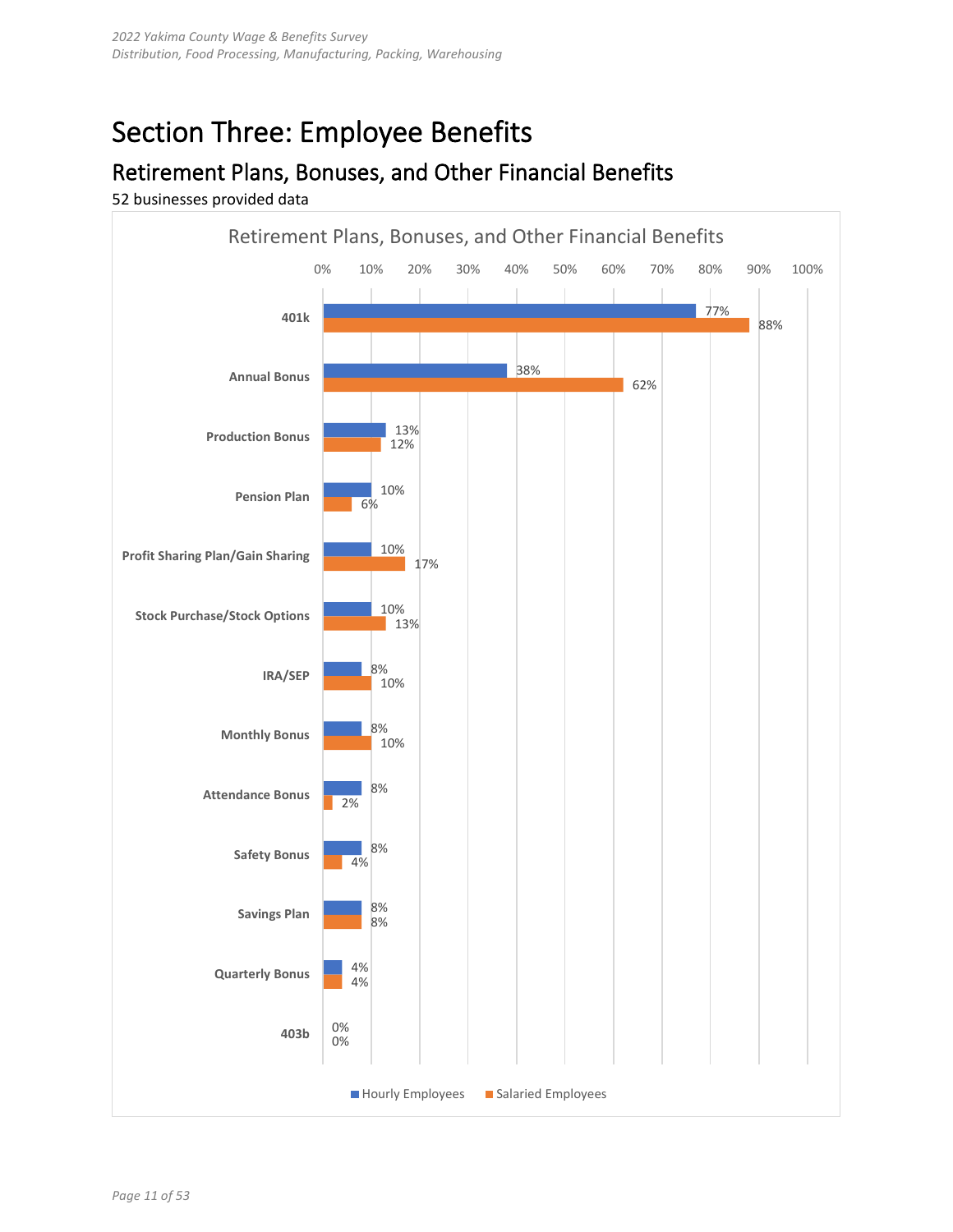# Section Three: Employee Benefits

## Retirement Plans, Bonuses, and Other Financial Benefits

52 businesses provided data

Retirement Plans, Bonuses, and Other Financial Benefits

| Benefit | Hourly Employees | Salaried Employees |
|---|---|---|
| 401k | 77% | 88% |
| Annual Bonus | 38% | 62% |
| Production Bonus | 13% | 12% |
| Pension Plan | 10% | 6% |
| Profit Sharing Plan/Gain Sharing | 10% | 17% |
| Stock Purchase/Stock Options | 10% | 13% |
| IRA/SEP | 8% | 10% |
| Monthly Bonus | 8% | 10% |
| Attendance Bonus | 8% | 2% |
| Safety Bonus | 8% | 4% |
| Savings Plan | 8% | 8% |
| Quarterly Bonus | 4% | 4% |
| 403b | 0% | 0% |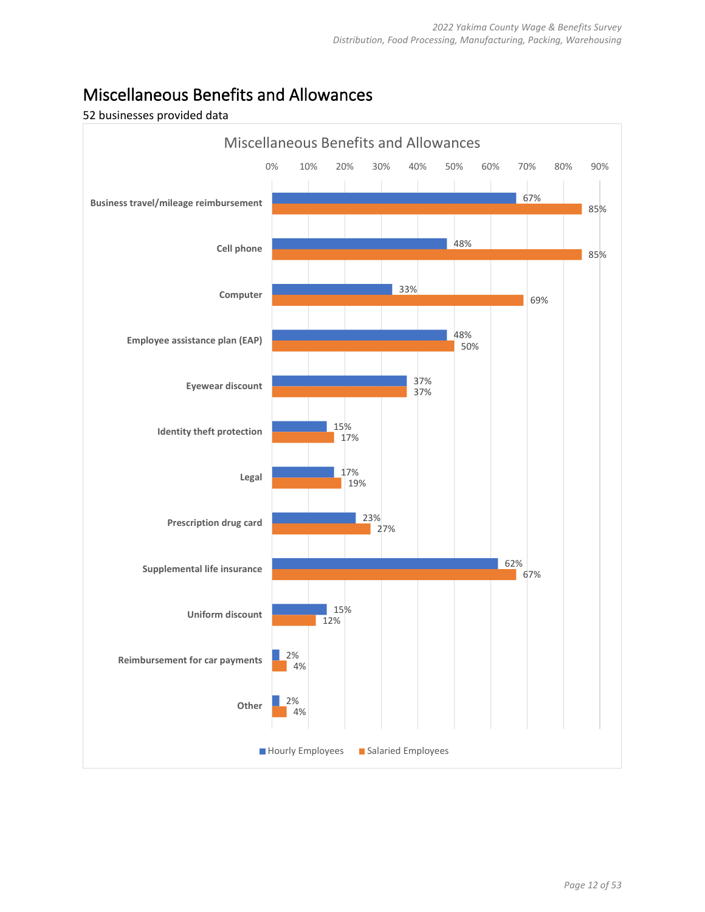# Miscellaneous Benefits and Allowances

52 businesses provided data

**Miscellaneous Benefits and Allowances**

| Benefit | Hourly Employees | Salaried Employees |
|---|---|---|
| Business travel/mileage reimbursement | 67% | 85% |
| Cell phone | 48% | 85% |
| Computer | 33% | 69% |
| Employee assistance plan (EAP) | 48% | 50% |
| Eyewear discount | 37% | 37% |
| Identity theft protection | 15% | 17% |
| Legal | 17% | 19% |
| Prescription drug card | 23% | 27% |
| Supplemental life insurance | 62% | 67% |
| Uniform discount | 15% | 12% |
| Reimbursement for car payments | 2% | 4% |
| Other | 2% | 4% |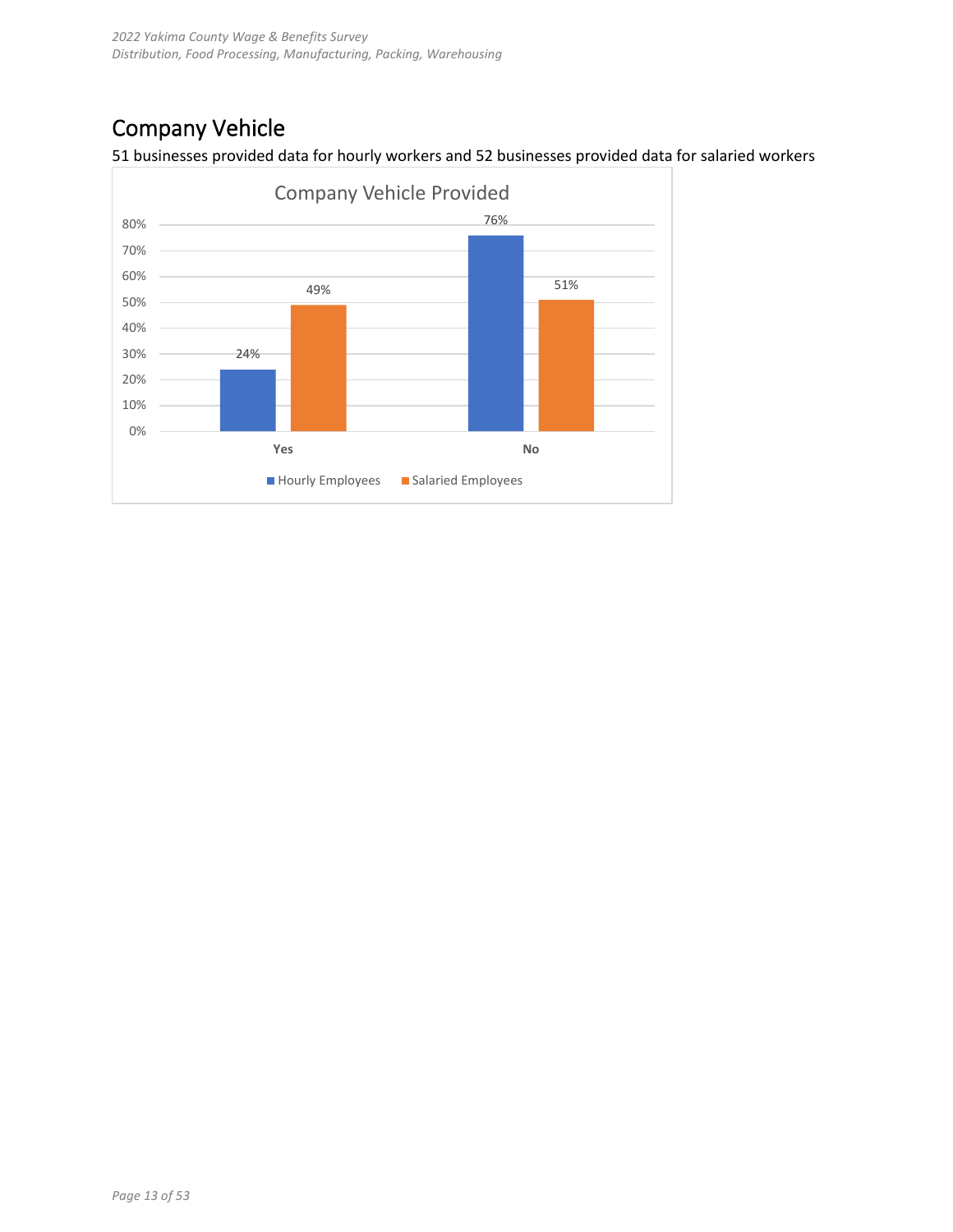## Company Vehicle

51 businesses provided data for hourly workers and 52 businesses provided data for salaried workers

**Company Vehicle Provided**

| | Hourly Employees | Salaried Employees |
|---|---|---|
| Yes | 24% | 49% |
| No | 76% | 51% |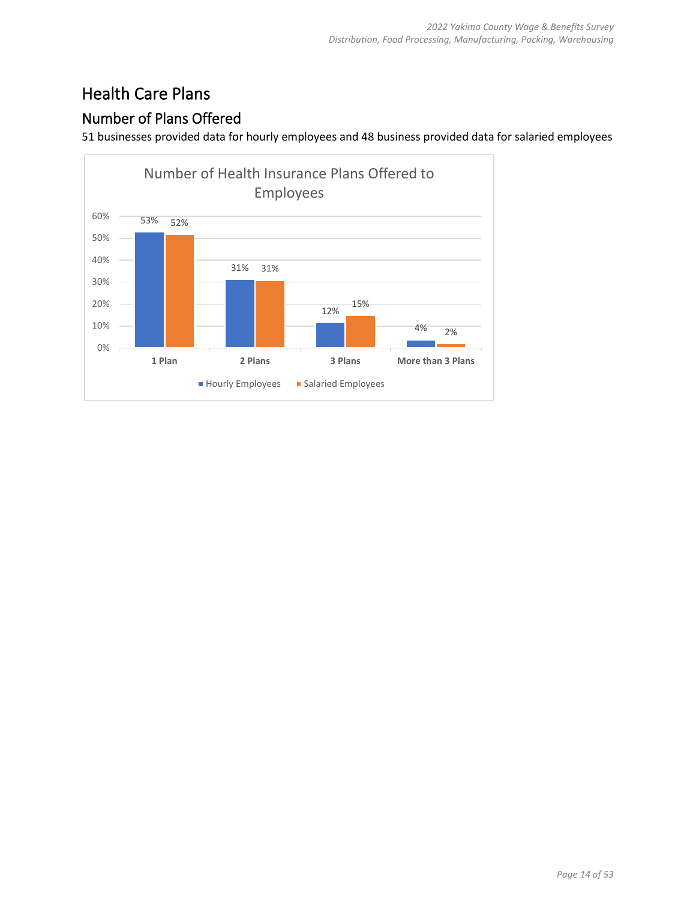# Health Care Plans

## Number of Plans Offered

51 businesses provided data for hourly employees and 48 business provided data for salaried employees

**Number of Health Insurance Plans Offered to Employees**

| | Hourly Employees | Salaried Employees |
|---|---|---|
| 1 Plan | 53% | 52% |
| 2 Plans | 31% | 31% |
| 3 Plans | 12% | 15% |
| More than 3 Plans | 4% | 2% |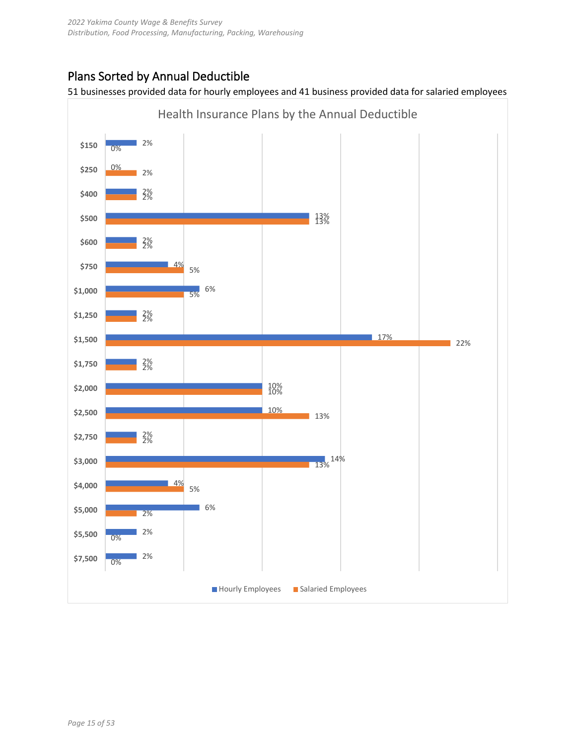## Plans Sorted by Annual Deductible

51 businesses provided data for hourly employees and 41 business provided data for salaried employees

**Health Insurance Plans by the Annual Deductible**

| Annual Deductible | Hourly Employees | Salaried Employees |
|---|---|---|
| $150 | 2% | 0% |
| $250 | 0% | 2% |
| $400 | 2% | 2% |
| $500 | 13% | 13% |
| $600 | 2% | 2% |
| $750 | 4% | 5% |
| $1,000 | 6% | 5% |
| $1,250 | 2% | 2% |
| $1,500 | 17% | 22% |
| $1,750 | 2% | 2% |
| $2,000 | 10% | 10% |
| $2,500 | 10% | 13% |
| $2,750 | 2% | 2% |
| $3,000 | 14% | 13% |
| $4,000 | 4% | 5% |
| $5,000 | 6% | 2% |
| $5,500 | 2% | 0% |
| $7,500 | 2% | 0% |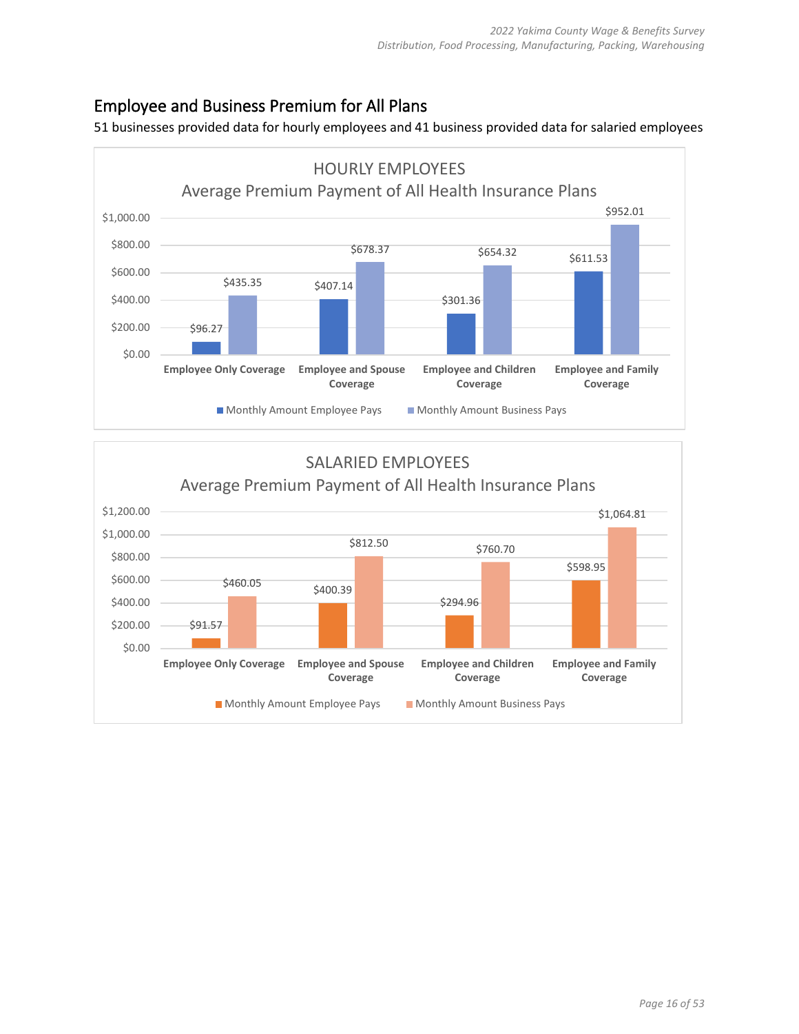## Employee and Business Premium for All Plans

51 businesses provided data for hourly employees and 41 business provided data for salaried employees

**HOURLY EMPLOYEES**
**Average Premium Payment of All Health Insurance Plans**

| | Monthly Amount Employee Pays | Monthly Amount Business Pays |
|---|---|---|
| Employee Only Coverage | $96.27 | $435.35 |
| Employee and Spouse Coverage | $407.14 | $678.37 |
| Employee and Children Coverage | $301.36 | $654.32 |
| Employee and Family Coverage | $611.53 | $952.01 |

**SALARIED EMPLOYEES**
**Average Premium Payment of All Health Insurance Plans**

| | Monthly Amount Employee Pays | Monthly Amount Business Pays |
|---|---|---|
| Employee Only Coverage | $91.57 | $460.05 |
| Employee and Spouse Coverage | $400.39 | $812.50 |
| Employee and Children Coverage | $294.96 | $760.70 |
| Employee and Family Coverage | $598.95 | $1,064.81 |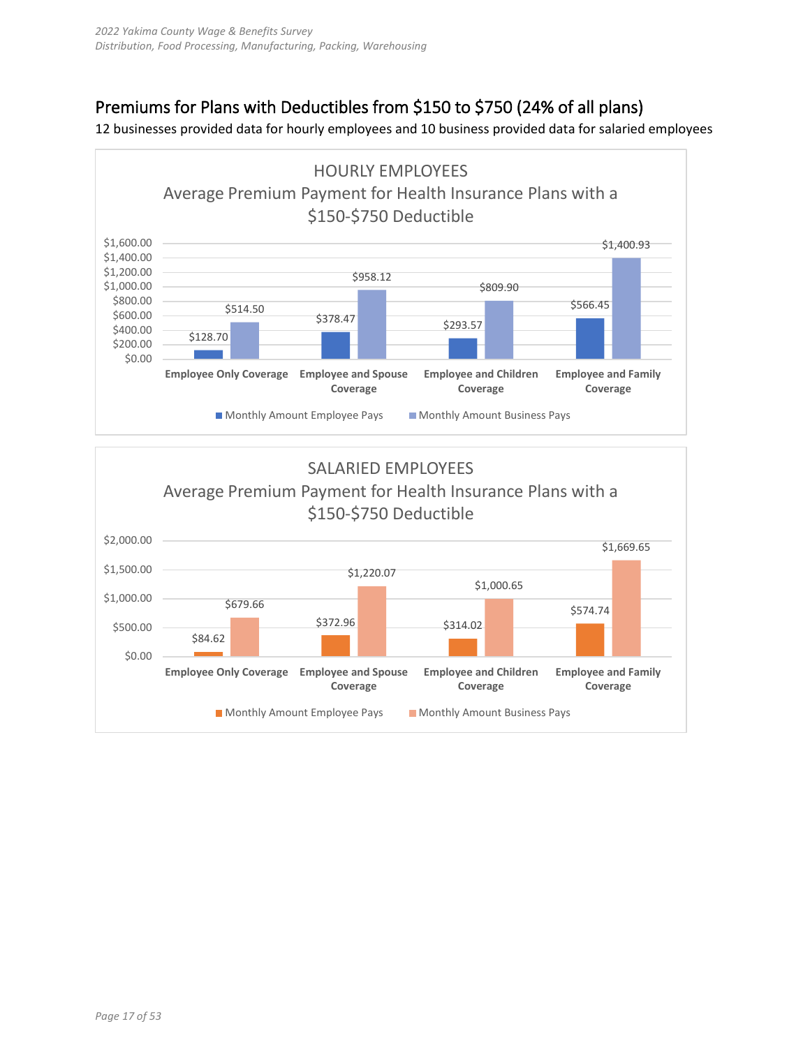## Premiums for Plans with Deductibles from $150 to $750 (24% of all plans)

12 businesses provided data for hourly employees and 10 business provided data for salaried employees

**HOURLY EMPLOYEES**
**Average Premium Payment for Health Insurance Plans with a $150-$750 Deductible**

| | Monthly Amount Employee Pays | Monthly Amount Business Pays |
|---|---|---|
| Employee Only Coverage | $128.70 | $514.50 |
| Employee and Spouse Coverage | $378.47 | $958.12 |
| Employee and Children Coverage | $293.57 | $809.90 |
| Employee and Family Coverage | $566.45 | $1,400.93 |

**SALARIED EMPLOYEES**
**Average Premium Payment for Health Insurance Plans with a $150-$750 Deductible**

| | Monthly Amount Employee Pays | Monthly Amount Business Pays |
|---|---|---|
| Employee Only Coverage | $84.62 | $679.66 |
| Employee and Spouse Coverage | $372.96 | $1,220.07 |
| Employee and Children Coverage | $314.02 | $1,000.65 |
| Employee and Family Coverage | $574.74 | $1,669.65 |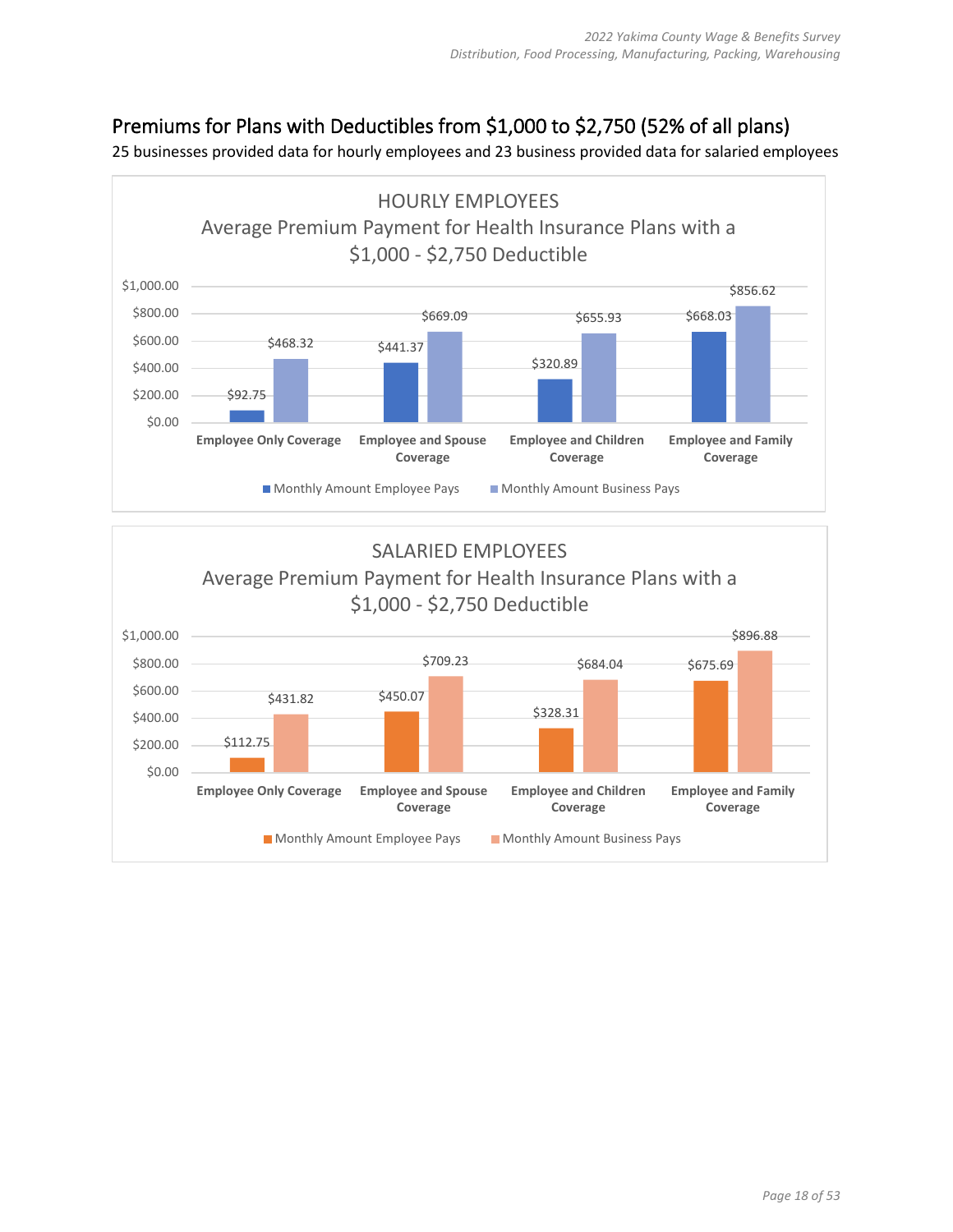## Premiums for Plans with Deductibles from $1,000 to $2,750 (52% of all plans)

25 businesses provided data for hourly employees and 23 business provided data for salaried employees

**HOURLY EMPLOYEES**
**Average Premium Payment for Health Insurance Plans with a $1,000 - $2,750 Deductible**

| Coverage | Monthly Amount Employee Pays | Monthly Amount Business Pays |
|---|---|---|
| Employee Only Coverage | $92.75 | $468.32 |
| Employee and Spouse Coverage | $441.37 | $669.09 |
| Employee and Children Coverage | $320.89 | $655.93 |
| Employee and Family Coverage | $668.03 | $856.62 |

**SALARIED EMPLOYEES**
**Average Premium Payment for Health Insurance Plans with a $1,000 - $2,750 Deductible**

| Coverage | Monthly Amount Employee Pays | Monthly Amount Business Pays |
|---|---|---|
| Employee Only Coverage | $112.75 | $431.82 |
| Employee and Spouse Coverage | $450.07 | $709.23 |
| Employee and Children Coverage | $328.31 | $684.04 |
| Employee and Family Coverage | $675.69 | $896.88 |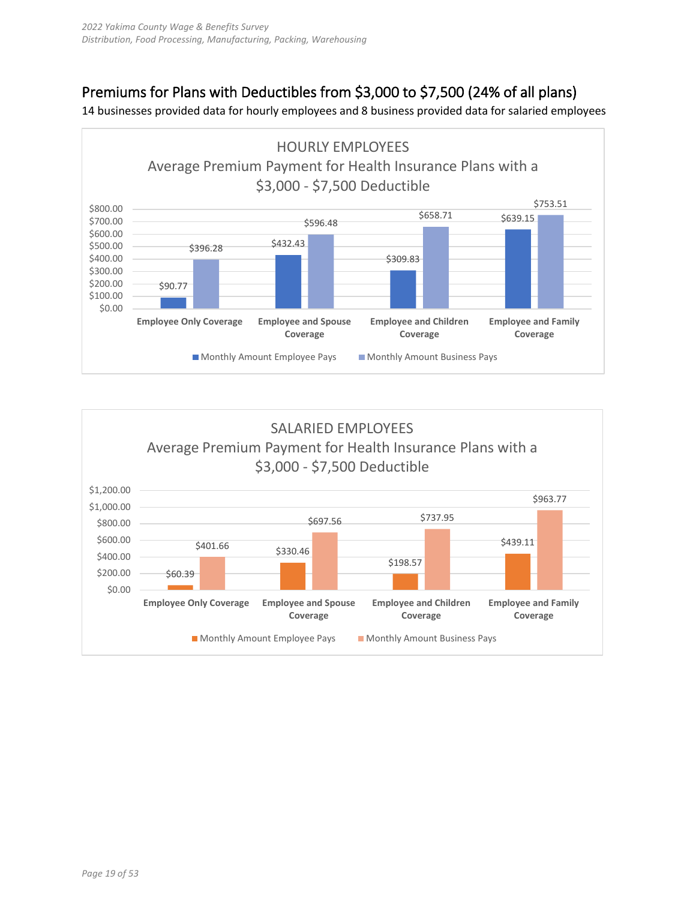## Premiums for Plans with Deductibles from $3,000 to $7,500 (24% of all plans)

14 businesses provided data for hourly employees and 8 business provided data for salaried employees

**HOURLY EMPLOYEES**
**Average Premium Payment for Health Insurance Plans with a $3,000 - $7,500 Deductible**

| Coverage | Monthly Amount Employee Pays | Monthly Amount Business Pays |
|---|---|---|
| Employee Only Coverage | $90.77 | $396.28 |
| Employee and Spouse Coverage | $432.43 | $596.48 |
| Employee and Children Coverage | $309.83 | $658.71 |
| Employee and Family Coverage | $639.15 | $753.51 |

**SALARIED EMPLOYEES**
**Average Premium Payment for Health Insurance Plans with a $3,000 - $7,500 Deductible**

| Coverage | Monthly Amount Employee Pays | Monthly Amount Business Pays |
|---|---|---|
| Employee Only Coverage | $60.39 | $401.66 |
| Employee and Spouse Coverage | $330.46 | $697.56 |
| Employee and Children Coverage | $198.57 | $737.95 |
| Employee and Family Coverage | $439.11 | $963.77 |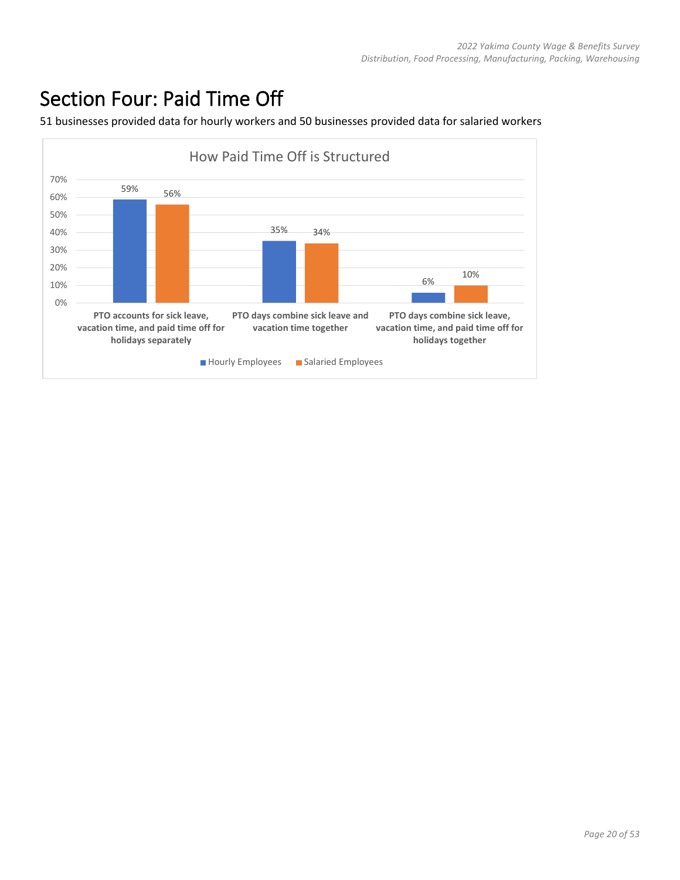# Section Four: Paid Time Off

51 businesses provided data for hourly workers and 50 businesses provided data for salaried workers

**How Paid Time Off is Structured**

| | Hourly Employees | Salaried Employees |
|---|---|---|
| PTO accounts for sick leave, vacation time, and paid time off for holidays separately | 59% | 56% |
| PTO days combine sick leave and vacation time together | 35% | 34% |
| PTO days combine sick leave, vacation time, and paid time off for holidays together | 6% | 10% |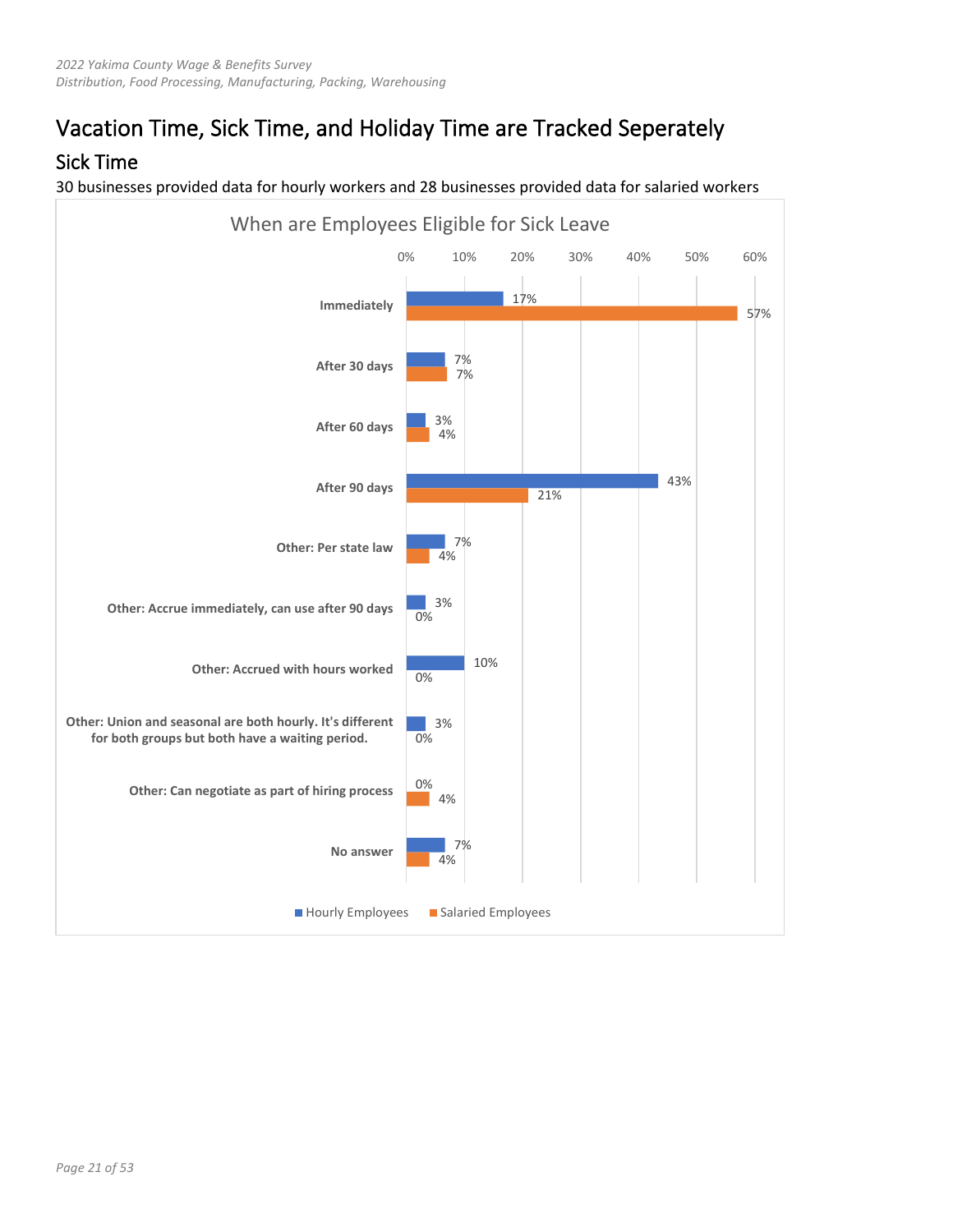# Vacation Time, Sick Time, and Holiday Time are Tracked Seperately

## Sick Time

30 businesses provided data for hourly workers and 28 businesses provided data for salaried workers

**When are Employees Eligible for Sick Leave**

| | Hourly Employees | Salaried Employees |
|---|---|---|
| Immediately | 17% | 57% |
| After 30 days | 7% | 7% |
| After 60 days | 3% | 4% |
| After 90 days | 43% | 21% |
| Other: Per state law | 7% | 4% |
| Other: Accrue immediately, can use after 90 days | 3% | 0% |
| Other: Accrued with hours worked | 10% | 0% |
| Other: Union and seasonal are both hourly. It's different for both groups but both have a waiting period. | 3% | 0% |
| Other: Can negotiate as part of hiring process | 0% | 4% |
| No answer | 7% | 4% |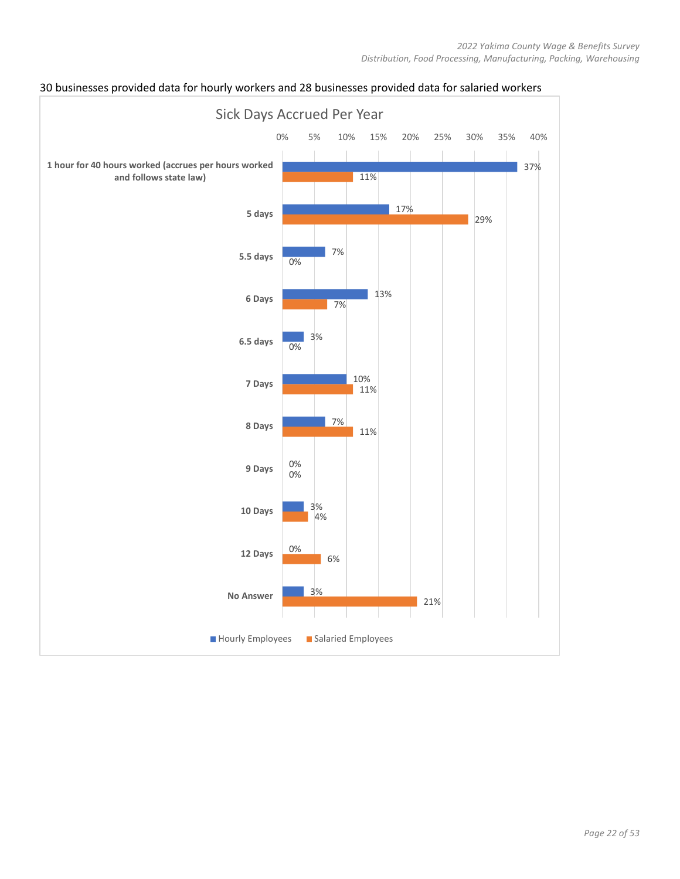30 businesses provided data for hourly workers and 28 businesses provided data for salaried workers

**Sick Days Accrued Per Year**

| Sick Days Accrued Per Year | Hourly Employees | Salaried Employees |
|---|---|---|
| 1 hour for 40 hours worked (accrues per hours worked and follows state law) | 37% | 11% |
| 5 days | 17% | 29% |
| 5.5 days | 7% | 0% |
| 6 Days | 13% | 7% |
| 6.5 days | 3% | 0% |
| 7 Days | 10% | 11% |
| 8 Days | 7% | 11% |
| 9 Days | 0% | 0% |
| 10 Days | 3% | 4% |
| 12 Days | 0% | 6% |
| No Answer | 3% | 21% |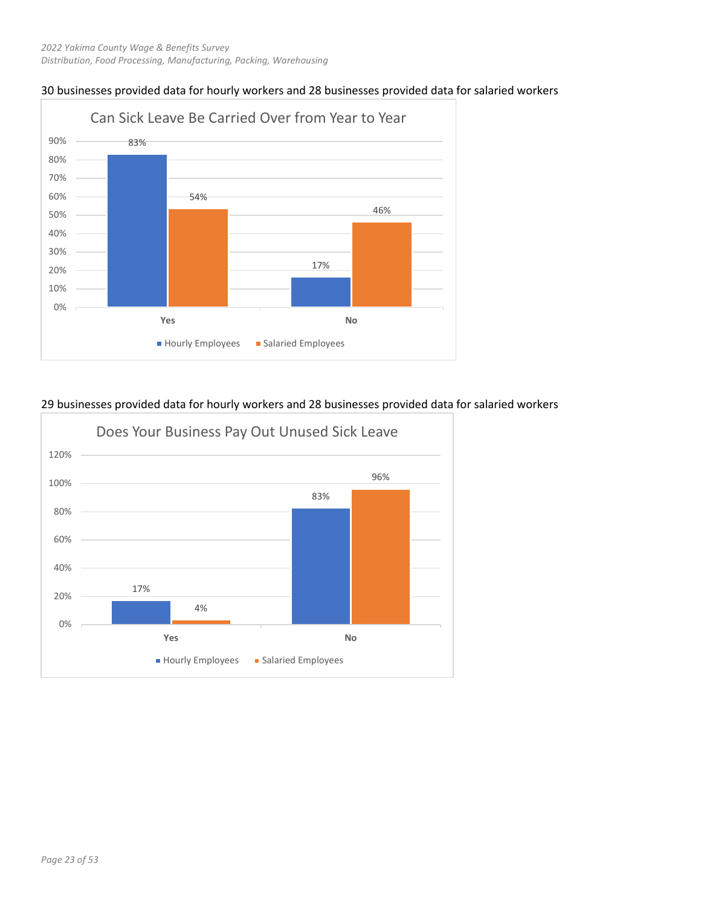30 businesses provided data for hourly workers and 28 businesses provided data for salaried workers

**Can Sick Leave Be Carried Over from Year to Year**

| | Hourly Employees | Salaried Employees |
|---|---|---|
| Yes | 83% | 54% |
| No | 17% | 46% |

29 businesses provided data for hourly workers and 28 businesses provided data for salaried workers

**Does Your Business Pay Out Unused Sick Leave**

| | Hourly Employees | Salaried Employees |
|---|---|---|
| Yes | 17% | 4% |
| No | 83% | 96% |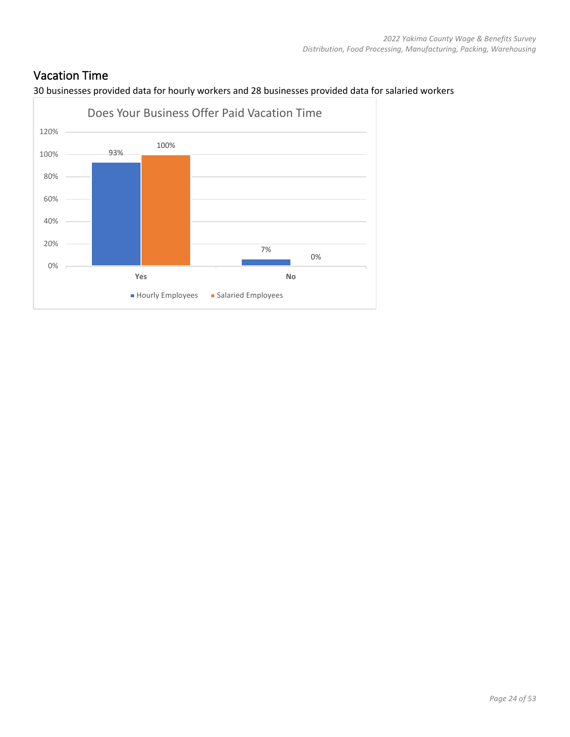## Vacation Time

30 businesses provided data for hourly workers and 28 businesses provided data for salaried workers

Does Your Business Offer Paid Vacation Time

| | Hourly Employees | Salaried Employees |
|---|---|---|
| Yes | 93% | 100% |
| No | 7% | 0% |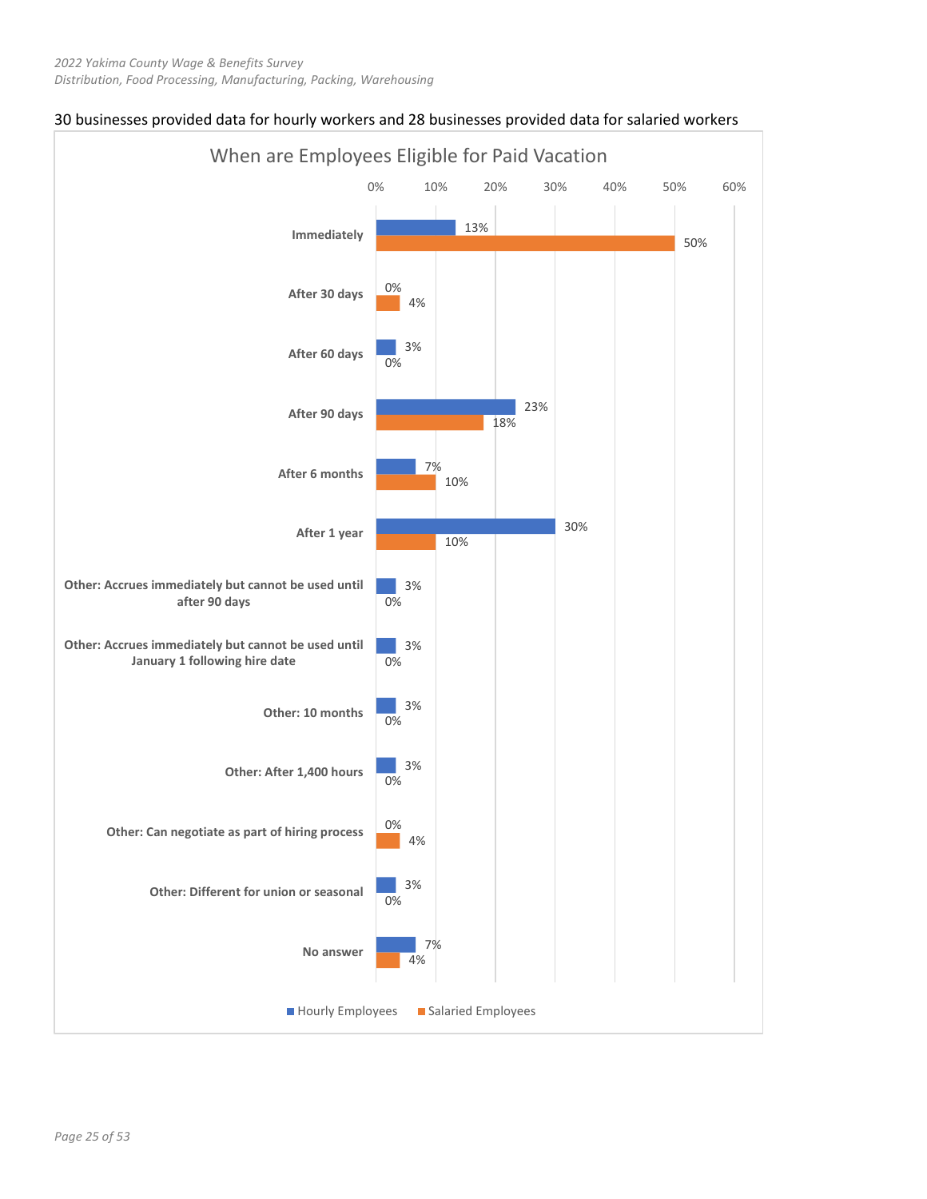30 businesses provided data for hourly workers and 28 businesses provided data for salaried workers

## When are Employees Eligible for Paid Vacation

| | Hourly Employees | Salaried Employees |
|---|---|---|
| Immediately | 13% | 50% |
| After 30 days | 0% | 4% |
| After 60 days | 3% | 0% |
| After 90 days | 23% | 18% |
| After 6 months | 7% | 10% |
| After 1 year | 30% | 10% |
| Other: Accrues immediately but cannot be used until after 90 days | 3% | 0% |
| Other: Accrues immediately but cannot be used until January 1 following hire date | 3% | 0% |
| Other: 10 months | 3% | 0% |
| Other: After 1,400 hours | 3% | 0% |
| Other: Can negotiate as part of hiring process | 0% | 4% |
| Other: Different for union or seasonal | 3% | 0% |
| No answer | 7% | 4% |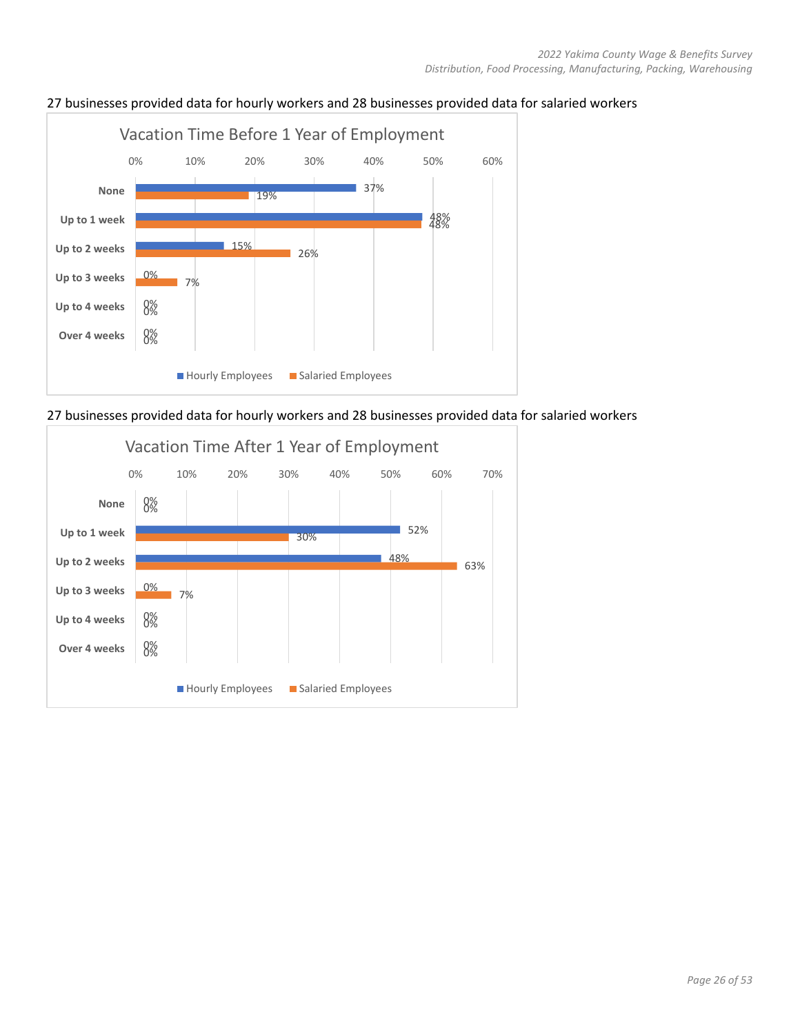27 businesses provided data for hourly workers and 28 businesses provided data for salaried workers

**Vacation Time Before 1 Year of Employment**

| | Hourly Employees | Salaried Employees |
|---|---|---|
| None | 37% | 19% |
| Up to 1 week | 48% | 48% |
| Up to 2 weeks | 15% | 26% |
| Up to 3 weeks | 0% | 7% |
| Up to 4 weeks | 0% | 0% |
| Over 4 weeks | 0% | 0% |

27 businesses provided data for hourly workers and 28 businesses provided data for salaried workers

**Vacation Time After 1 Year of Employment**

| | Hourly Employees | Salaried Employees |
|---|---|---|
| None | 0% | 0% |
| Up to 1 week | 52% | 30% |
| Up to 2 weeks | 48% | 63% |
| Up to 3 weeks | 0% | 7% |
| Up to 4 weeks | 0% | 0% |
| Over 4 weeks | 0% | 0% |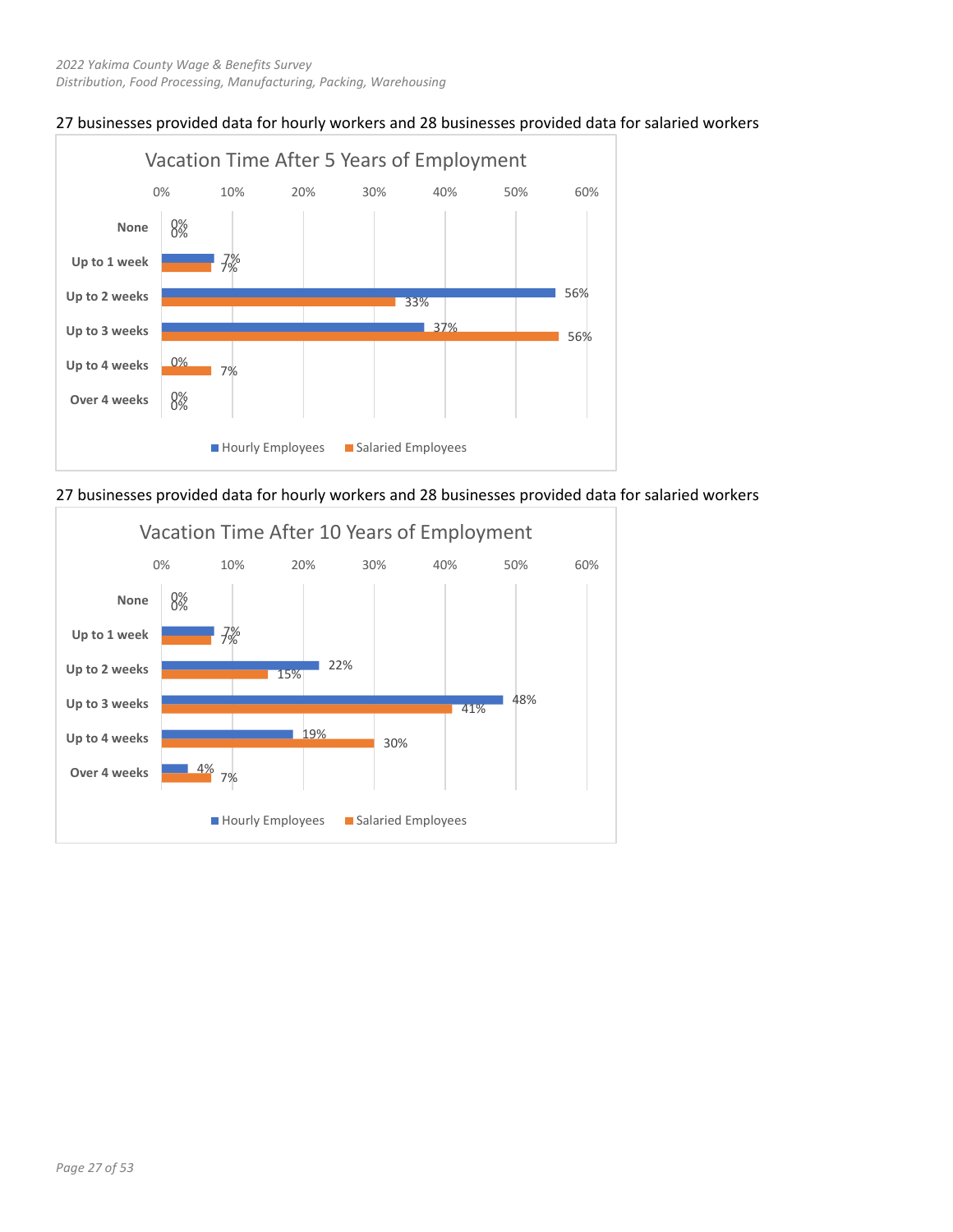27 businesses provided data for hourly workers and 28 businesses provided data for salaried workers

**Vacation Time After 5 Years of Employment**

| | Hourly Employees | Salaried Employees |
|---|---|---|
| None | 0% | 0% |
| Up to 1 week | 7% | 7% |
| Up to 2 weeks | 56% | 33% |
| Up to 3 weeks | 37% | 56% |
| Up to 4 weeks | 0% | 7% |
| Over 4 weeks | 0% | 0% |

27 businesses provided data for hourly workers and 28 businesses provided data for salaried workers

**Vacation Time After 10 Years of Employment**

| | Hourly Employees | Salaried Employees |
|---|---|---|
| None | 0% | 0% |
| Up to 1 week | 7% | 7% |
| Up to 2 weeks | 22% | 15% |
| Up to 3 weeks | 48% | 41% |
| Up to 4 weeks | 19% | 30% |
| Over 4 weeks | 4% | 7% |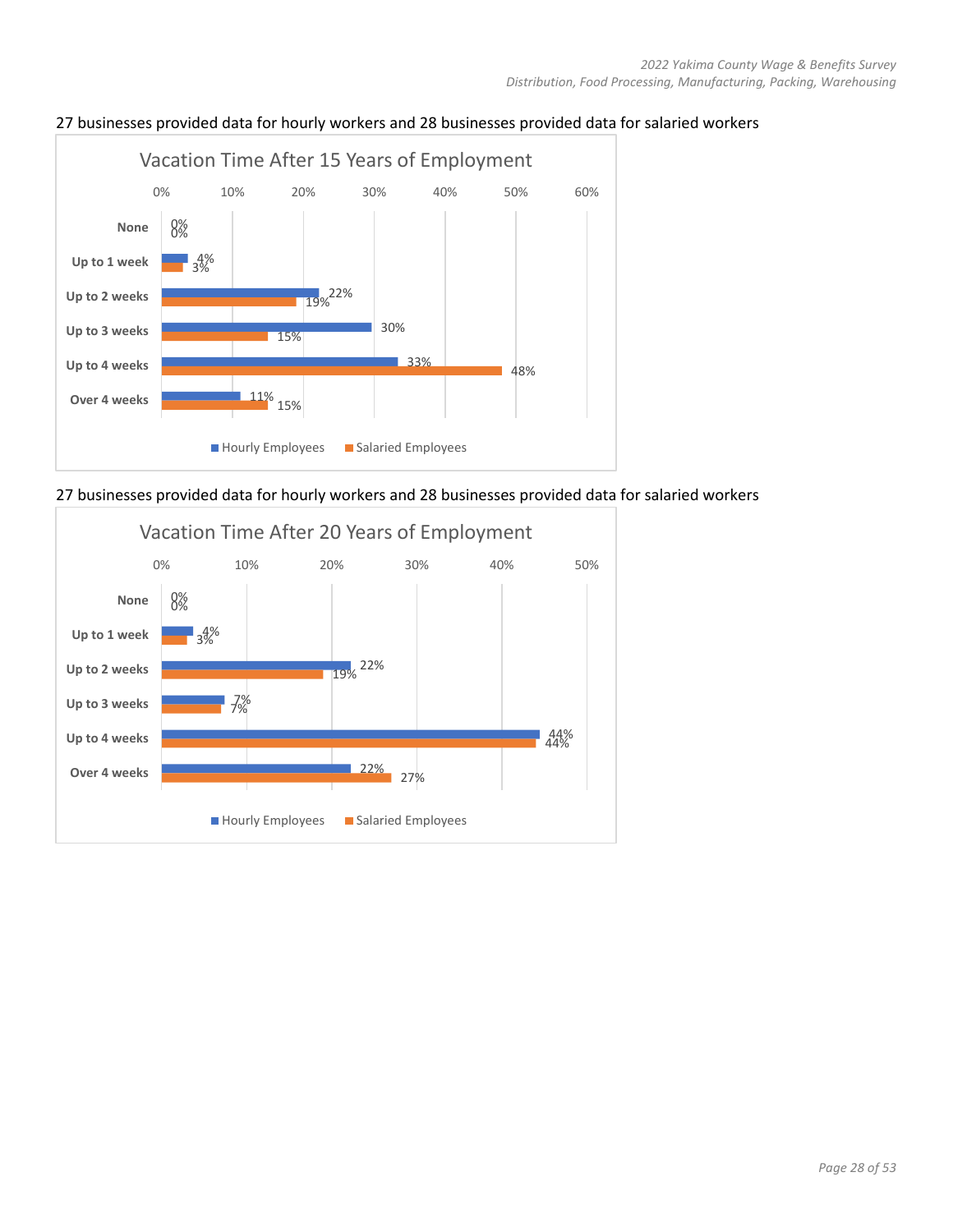27 businesses provided data for hourly workers and 28 businesses provided data for salaried workers

**Vacation Time After 15 Years of Employment**

| | Hourly Employees | Salaried Employees |
|---|---|---|
| None | 0% | 0% |
| Up to 1 week | 4% | 3% |
| Up to 2 weeks | 22% | 19% |
| Up to 3 weeks | 30% | 15% |
| Up to 4 weeks | 33% | 48% |
| Over 4 weeks | 11% | 15% |

27 businesses provided data for hourly workers and 28 businesses provided data for salaried workers

**Vacation Time After 20 Years of Employment**

| | Hourly Employees | Salaried Employees |
|---|---|---|
| None | 0% | 0% |
| Up to 1 week | 4% | 3% |
| Up to 2 weeks | 22% | 19% |
| Up to 3 weeks | 7% | 7% |
| Up to 4 weeks | 44% | 44% |
| Over 4 weeks | 22% | 27% |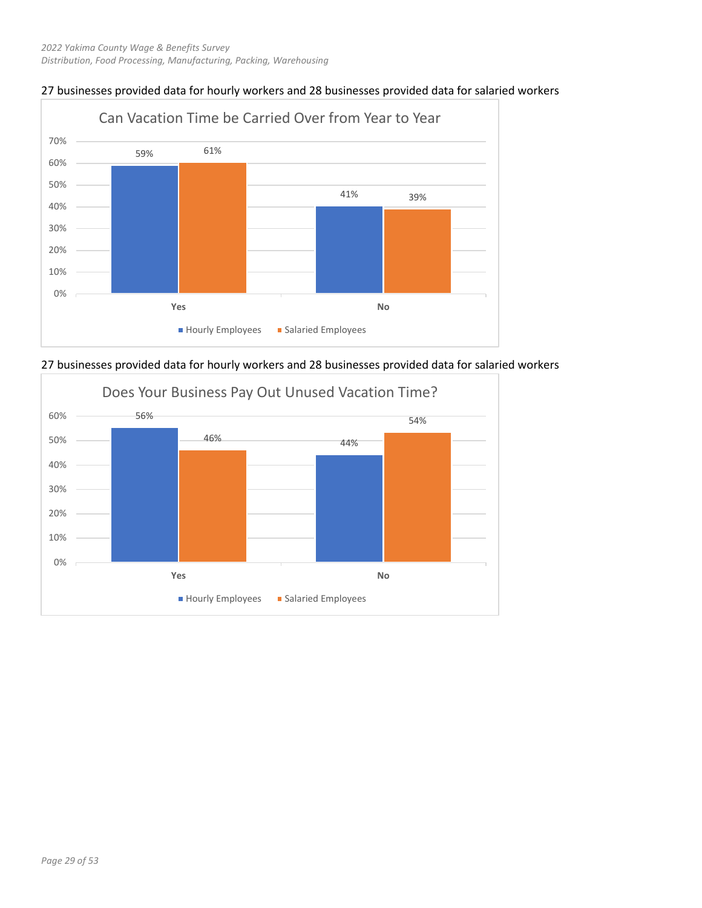27 businesses provided data for hourly workers and 28 businesses provided data for salaried workers

**Can Vacation Time be Carried Over from Year to Year**

| | Hourly Employees | Salaried Employees |
|---|---|---|
| Yes | 59% | 61% |
| No | 41% | 39% |

27 businesses provided data for hourly workers and 28 businesses provided data for salaried workers

**Does Your Business Pay Out Unused Vacation Time?**

| | Hourly Employees | Salaried Employees |
|---|---|---|
| Yes | 56% | 46% |
| No | 44% | 54% |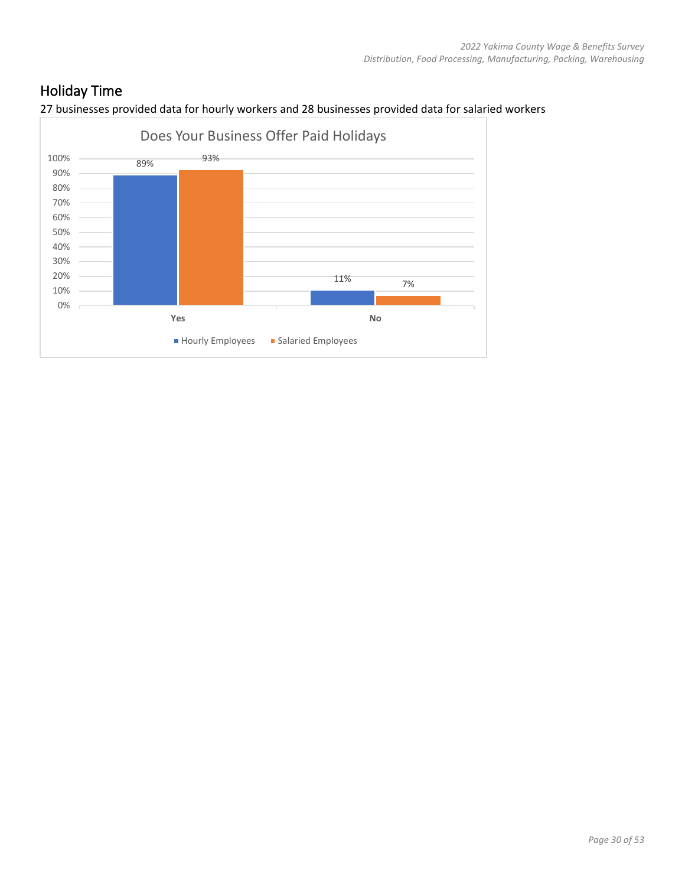## Holiday Time

27 businesses provided data for hourly workers and 28 businesses provided data for salaried workers

**Does Your Business Offer Paid Holidays**

| | Hourly Employees | Salaried Employees |
|---|---|---|
| Yes | 89% | 93% |
| No | 11% | 7% |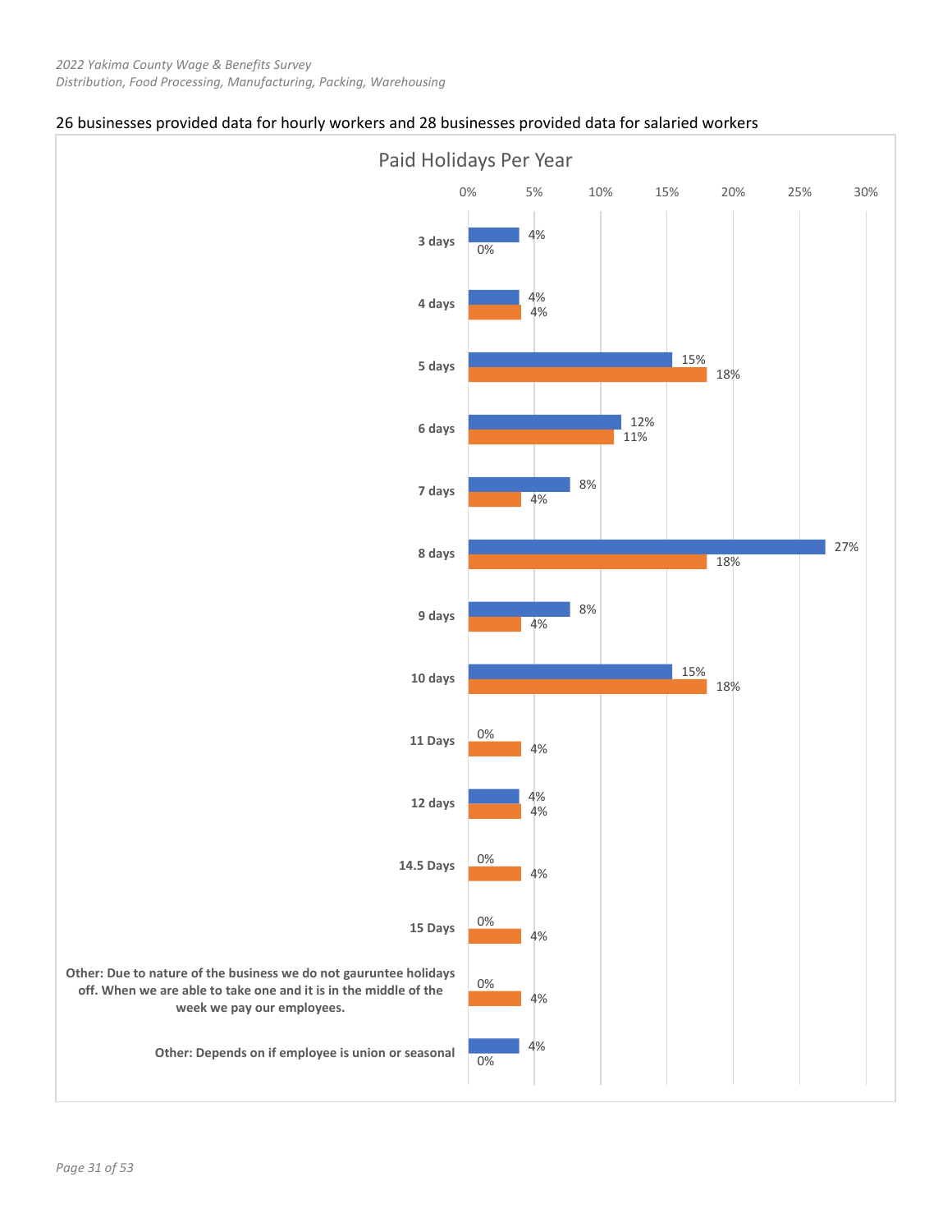26 businesses provided data for hourly workers and 28 businesses provided data for salaried workers

## Paid Holidays Per Year

| | Hourly (blue) | Salaried (orange) |
|---|---|---|
| 3 days | 4% | 0% |
| 4 days | 4% | 4% |
| 5 days | 15% | 18% |
| 6 days | 12% | 11% |
| 7 days | 8% | 4% |
| 8 days | 27% | 18% |
| 9 days | 8% | 4% |
| 10 days | 15% | 18% |
| 11 Days | 0% | 4% |
| 12 days | 4% | 4% |
| 14.5 Days | 0% | 4% |
| 15 Days | 0% | 4% |
| Other: Due to nature of the business we do not gauruntee holidays off. When we are able to take one and it is in the middle of the week we pay our employees. | 0% | 4% |
| Other: Depends on if employee is union or seasonal | 4% | 0% |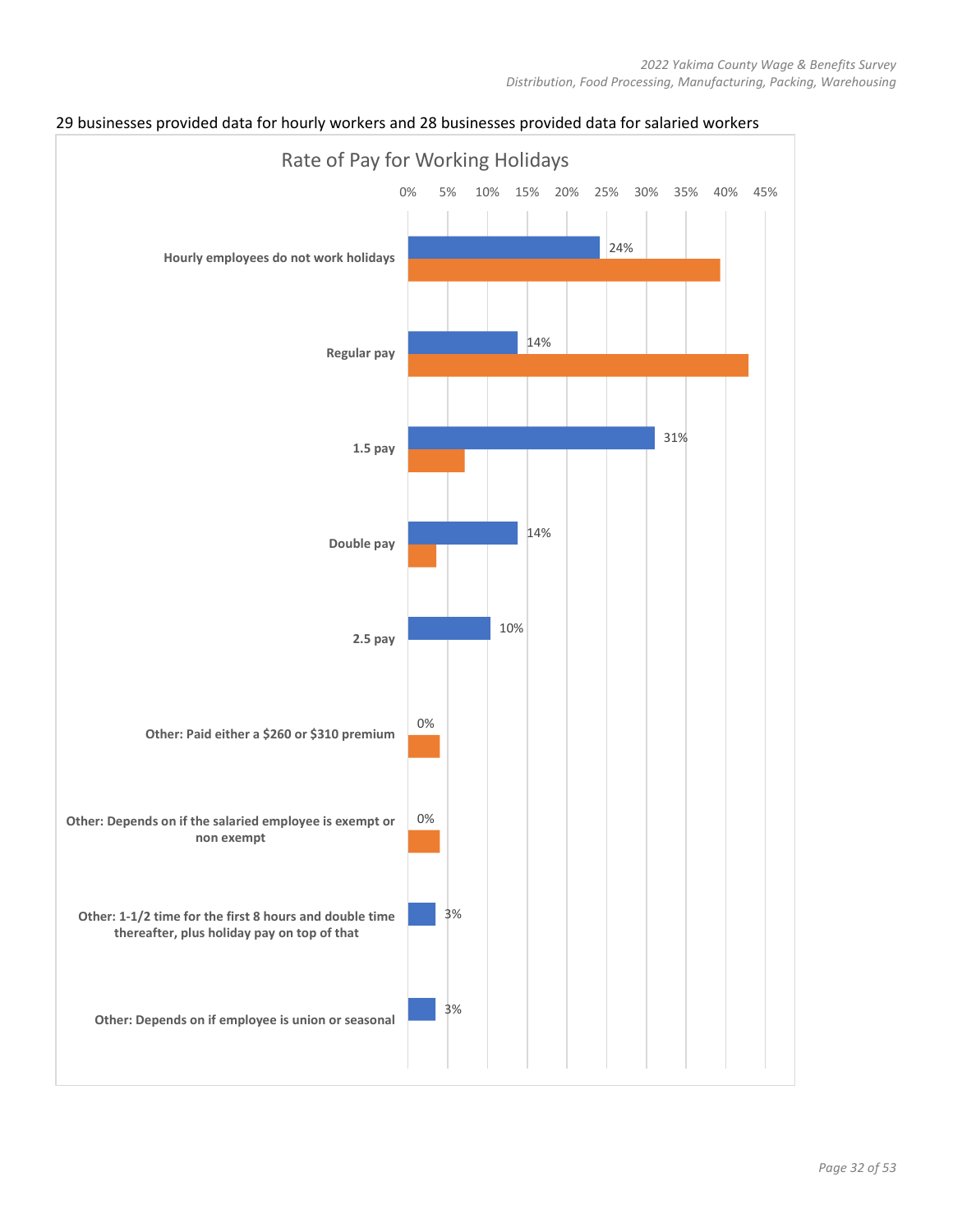29 businesses provided data for hourly workers and 28 businesses provided data for salaried workers

**Rate of Pay for Working Holidays**

| Category | Hourly | Salaried |
|---|---|---|
| Hourly employees do not work holidays | 24% | |
| Regular pay | 14% | |
| 1.5 pay | 31% | |
| Double pay | 14% | |
| 2.5 pay | 10% | |
| Other: Paid either a $260 or $310 premium | 0% | |
| Other: Depends on if the salaried employee is exempt or non exempt | 0% | |
| Other: 1-1/2 time for the first 8 hours and double time thereafter, plus holiday pay on top of that | 3% | |
| Other: Depends on if employee is union or seasonal | 3% | |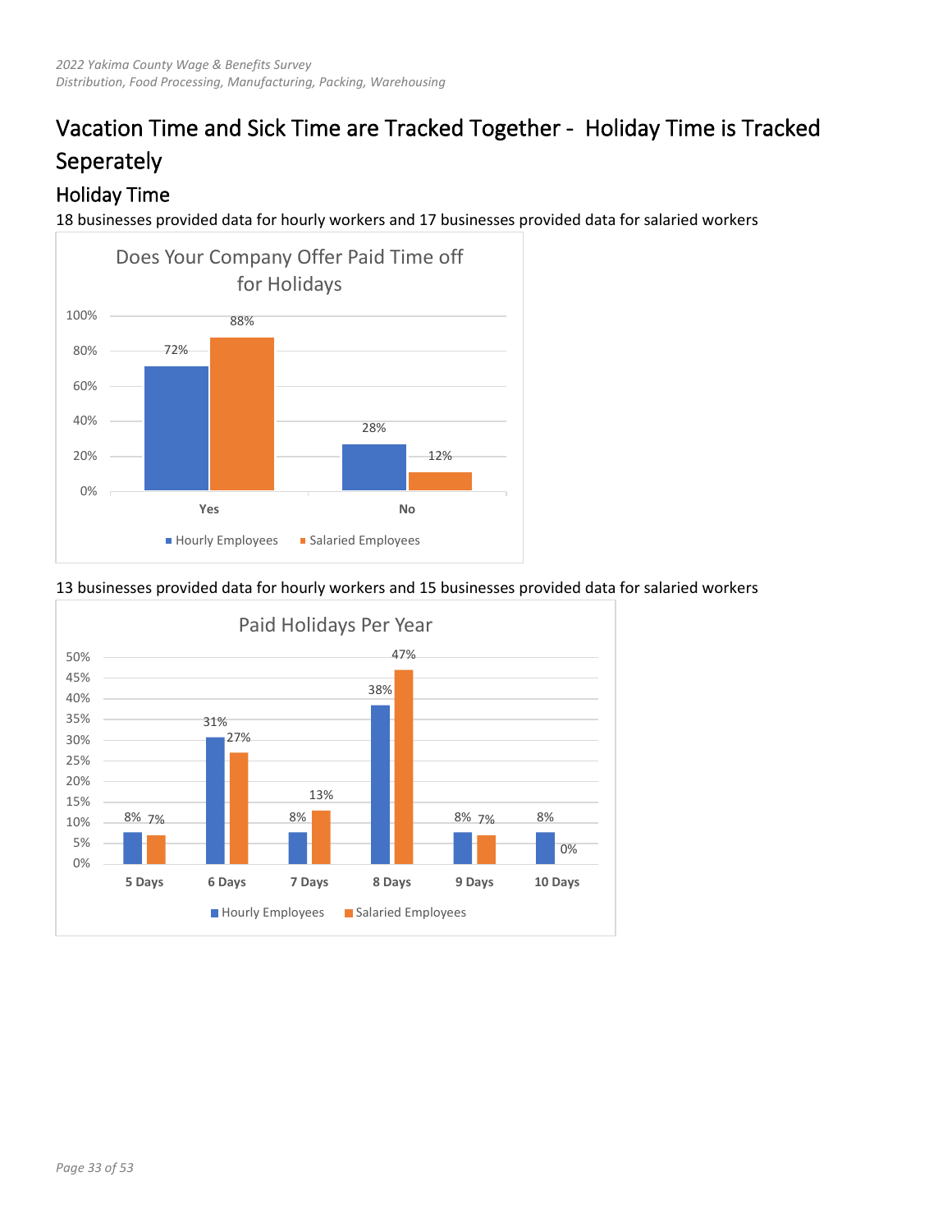# Vacation Time and Sick Time are Tracked Together - Holiday Time is Tracked Seperately

## Holiday Time

18 businesses provided data for hourly workers and 17 businesses provided data for salaried workers

**Does Your Company Offer Paid Time off for Holidays**

| | Hourly Employees | Salaried Employees |
|---|---|---|
| Yes | 72% | 88% |
| No | 28% | 12% |

13 businesses provided data for hourly workers and 15 businesses provided data for salaried workers

**Paid Holidays Per Year**

| | Hourly Employees | Salaried Employees |
|---|---|---|
| 5 Days | 8% | 7% |
| 6 Days | 31% | 27% |
| 7 Days | 8% | 13% |
| 8 Days | 38% | 47% |
| 9 Days | 8% | 7% |
| 10 Days | 8% | 0% |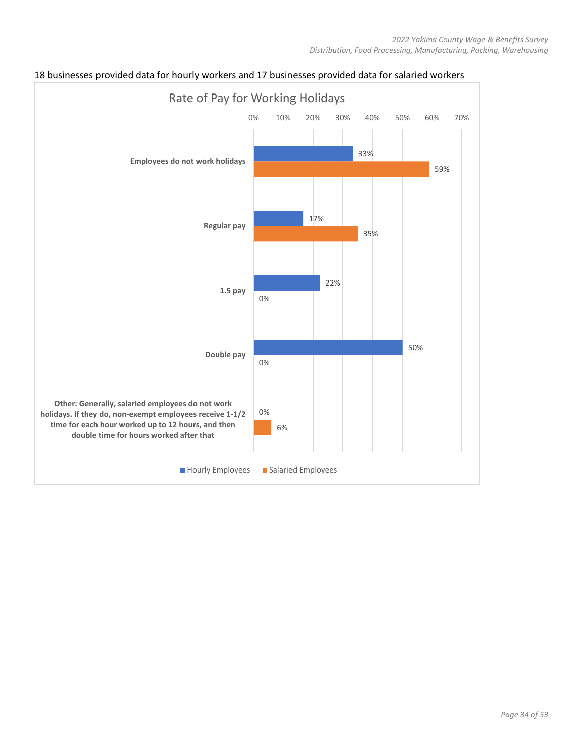18 businesses provided data for hourly workers and 17 businesses provided data for salaried workers

## Rate of Pay for Working Holidays

| | Hourly Employees | Salaried Employees |
|---|---|---|
| Employees do not work holidays | 33% | 59% |
| Regular pay | 17% | 35% |
| 1.5 pay | 22% | 0% |
| Double pay | 50% | 0% |
| Other: Generally, salaried employees do not work holidays. If they do, non-exempt employees receive 1-1/2 time for each hour worked up to 12 hours, and then double time for hours worked after that | 0% | 6% |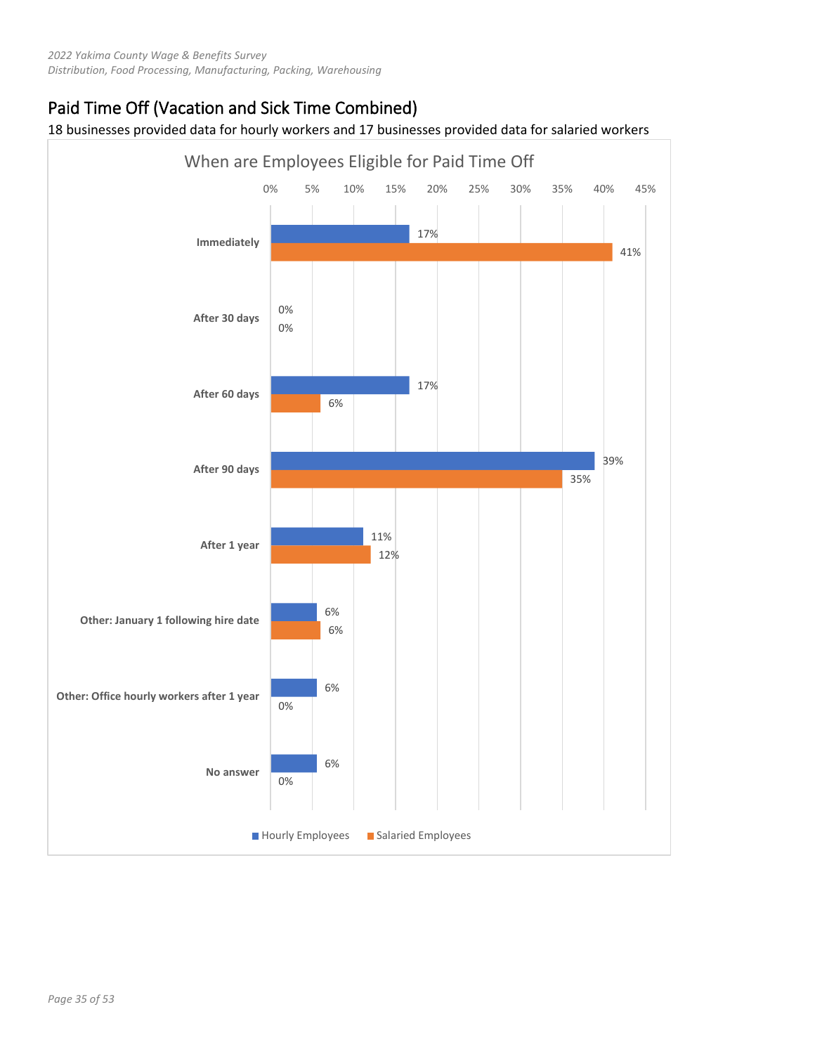## Paid Time Off (Vacation and Sick Time Combined)

18 businesses provided data for hourly workers and 17 businesses provided data for salaried workers

**When are Employees Eligible for Paid Time Off**

| | Hourly Employees | Salaried Employees |
|---|---|---|
| Immediately | 17% | 41% |
| After 30 days | 0% | 0% |
| After 60 days | 17% | 6% |
| After 90 days | 39% | 35% |
| After 1 year | 11% | 12% |
| Other: January 1 following hire date | 6% | 6% |
| Other: Office hourly workers after 1 year | 6% | 0% |
| No answer | 6% | 0% |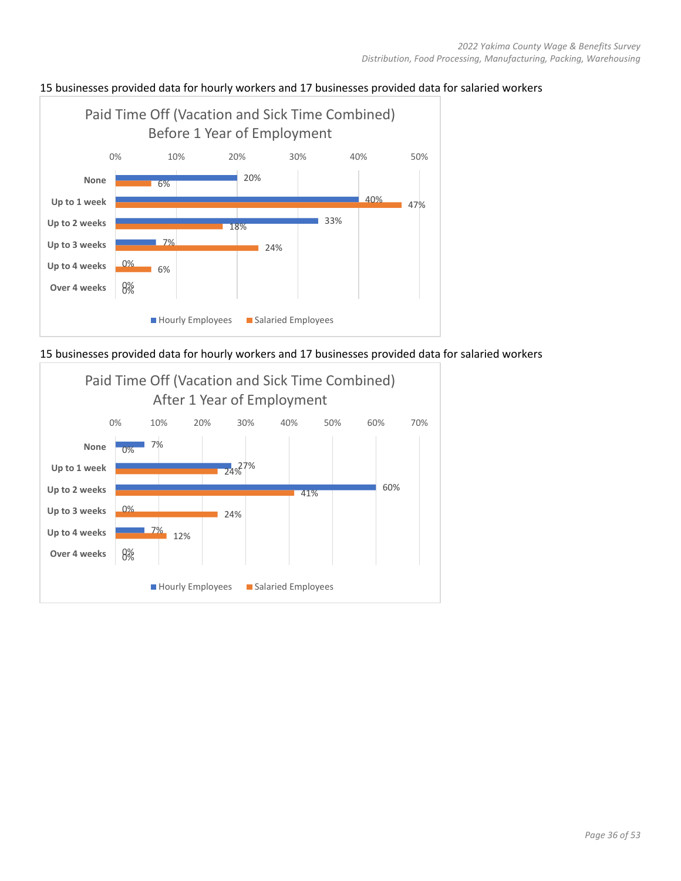15 businesses provided data for hourly workers and 17 businesses provided data for salaried workers

**Paid Time Off (Vacation and Sick Time Combined) Before 1 Year of Employment**

| | Hourly Employees | Salaried Employees |
|---|---|---|
| None | 20% | 6% |
| Up to 1 week | 40% | 47% |
| Up to 2 weeks | 33% | 18% |
| Up to 3 weeks | 7% | 24% |
| Up to 4 weeks | 0% | 6% |
| Over 4 weeks | 0% | 0% |

15 businesses provided data for hourly workers and 17 businesses provided data for salaried workers

**Paid Time Off (Vacation and Sick Time Combined) After 1 Year of Employment**

| | Hourly Employees | Salaried Employees |
|---|---|---|
| None | 7% | 0% |
| Up to 1 week | 27% | 24% |
| Up to 2 weeks | 60% | 41% |
| Up to 3 weeks | 0% | 24% |
| Up to 4 weeks | 7% | 12% |
| Over 4 weeks | 0% | 0% |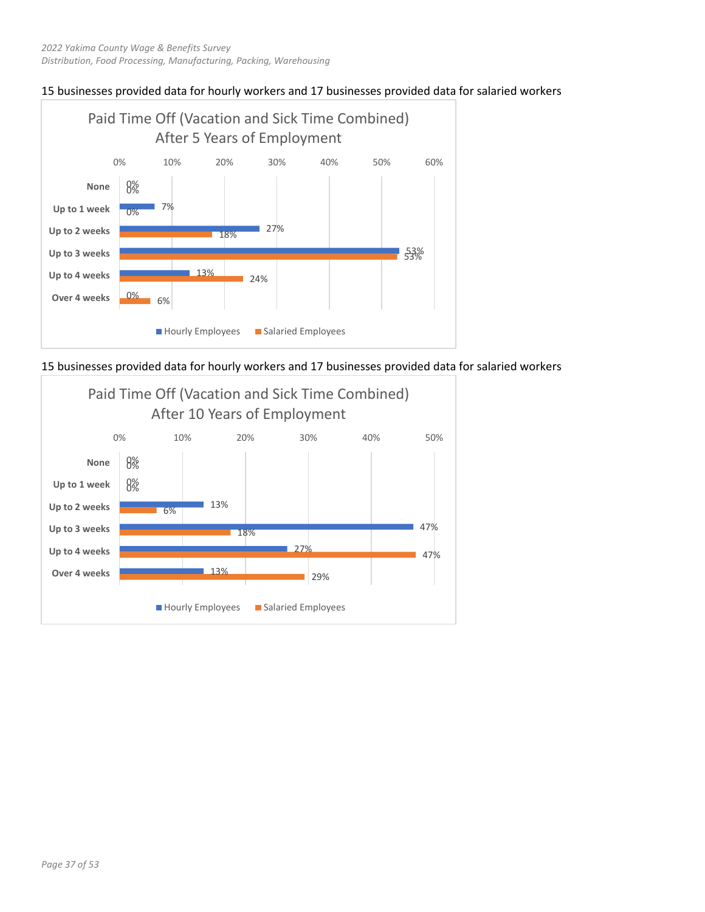15 businesses provided data for hourly workers and 17 businesses provided data for salaried workers

**Paid Time Off (Vacation and Sick Time Combined) After 5 Years of Employment**

| | Hourly Employees | Salaried Employees |
|---|---|---|
| None | 0% | 0% |
| Up to 1 week | 7% | 0% |
| Up to 2 weeks | 27% | 18% |
| Up to 3 weeks | 53% | 53% |
| Up to 4 weeks | 13% | 24% |
| Over 4 weeks | 0% | 6% |

15 businesses provided data for hourly workers and 17 businesses provided data for salaried workers

**Paid Time Off (Vacation and Sick Time Combined) After 10 Years of Employment**

| | Hourly Employees | Salaried Employees |
|---|---|---|
| None | 0% | 0% |
| Up to 1 week | 0% | 0% |
| Up to 2 weeks | 13% | 6% |
| Up to 3 weeks | 47% | 18% |
| Up to 4 weeks | 27% | 47% |
| Over 4 weeks | 13% | 29% |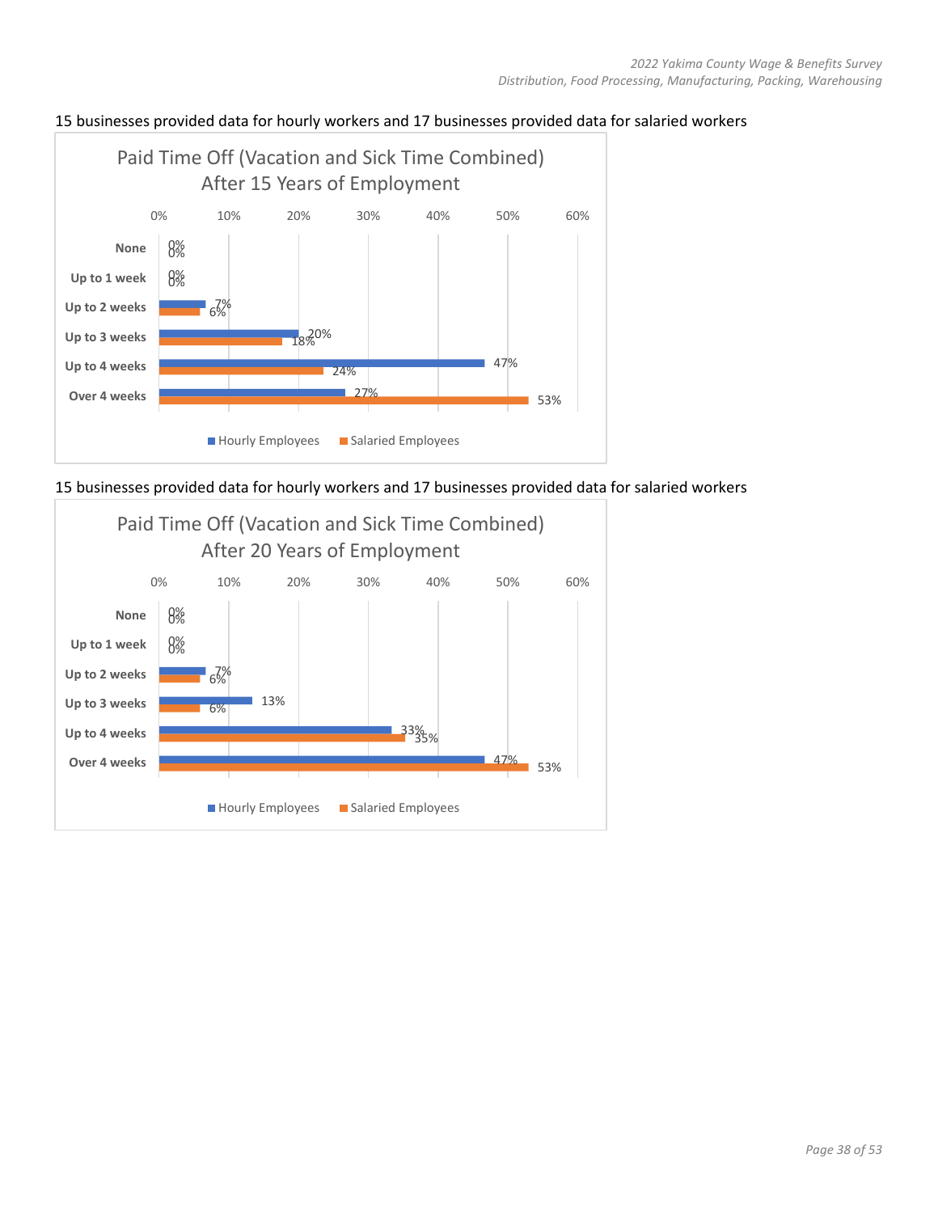15 businesses provided data for hourly workers and 17 businesses provided data for salaried workers

**Paid Time Off (Vacation and Sick Time Combined) After 15 Years of Employment**

| | Hourly Employees | Salaried Employees |
|---|---|---|
| None | 0% | 0% |
| Up to 1 week | 0% | 0% |
| Up to 2 weeks | 7% | 6% |
| Up to 3 weeks | 20% | 18% |
| Up to 4 weeks | 47% | 24% |
| Over 4 weeks | 27% | 53% |

15 businesses provided data for hourly workers and 17 businesses provided data for salaried workers

**Paid Time Off (Vacation and Sick Time Combined) After 20 Years of Employment**

| | Hourly Employees | Salaried Employees |
|---|---|---|
| None | 0% | 0% |
| Up to 1 week | 0% | 0% |
| Up to 2 weeks | 7% | 6% |
| Up to 3 weeks | 13% | 6% |
| Up to 4 weeks | 33% | 35% |
| Over 4 weeks | 47% | 53% |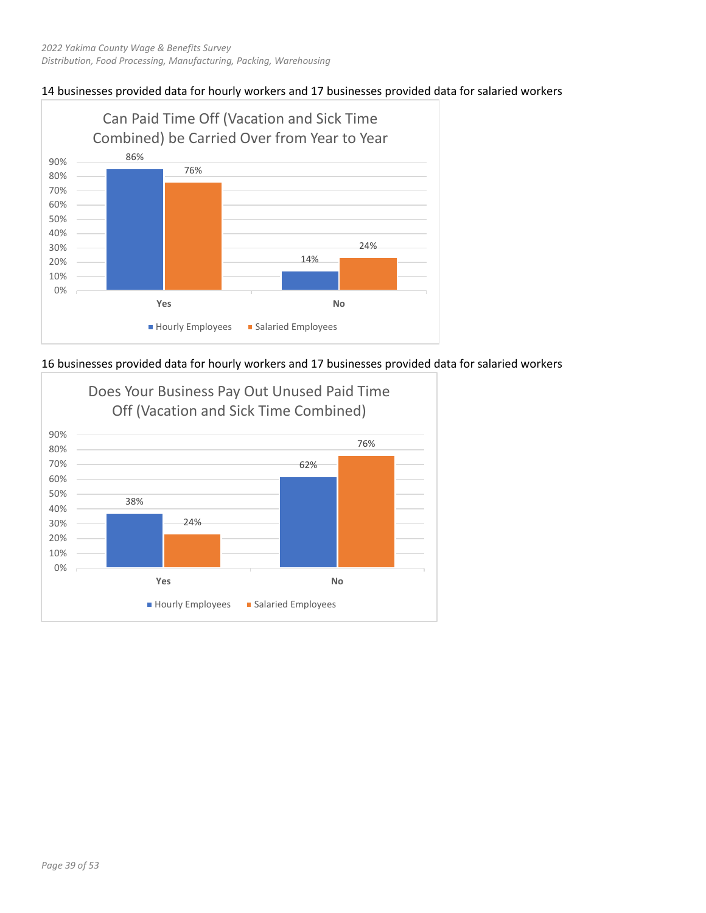14 businesses provided data for hourly workers and 17 businesses provided data for salaried workers

**Can Paid Time Off (Vacation and Sick Time Combined) be Carried Over from Year to Year**

| | Hourly Employees | Salaried Employees |
|---|---|---|
| Yes | 86% | 76% |
| No | 14% | 24% |

16 businesses provided data for hourly workers and 17 businesses provided data for salaried workers

**Does Your Business Pay Out Unused Paid Time Off (Vacation and Sick Time Combined)**

| | Hourly Employees | Salaried Employees |
|---|---|---|
| Yes | 38% | 24% |
| No | 62% | 76% |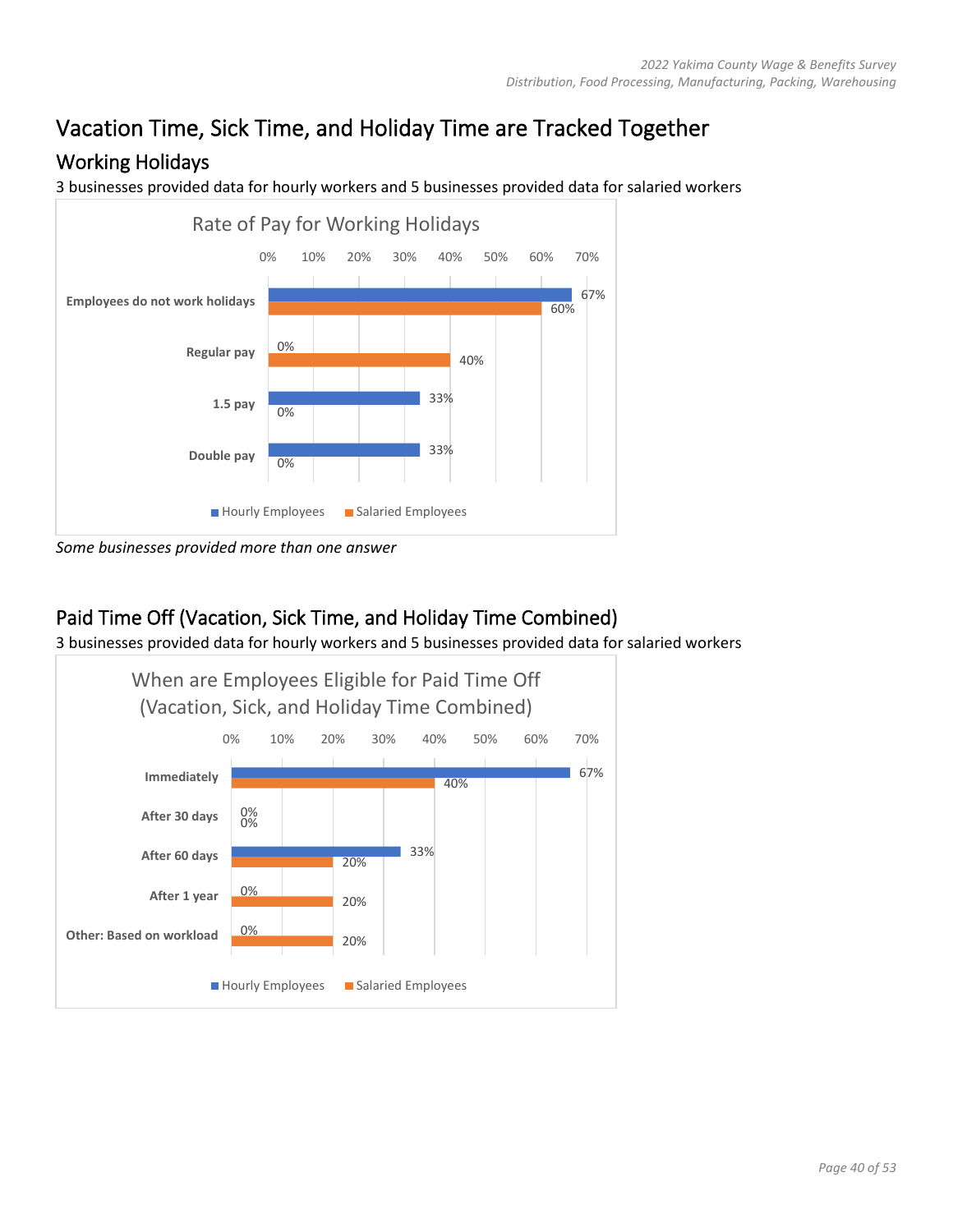# Vacation Time, Sick Time, and Holiday Time are Tracked Together

## Working Holidays

3 businesses provided data for hourly workers and 5 businesses provided data for salaried workers

**Rate of Pay for Working Holidays**

| | Hourly Employees | Salaried Employees |
|---|---|---|
| Employees do not work holidays | 67% | 60% |
| Regular pay | 0% | 40% |
| 1.5 pay | 33% | 0% |
| Double pay | 33% | 0% |

*Some businesses provided more than one answer*

## Paid Time Off (Vacation, Sick Time, and Holiday Time Combined)

3 businesses provided data for hourly workers and 5 businesses provided data for salaried workers

**When are Employees Eligible for Paid Time Off (Vacation, Sick, and Holiday Time Combined)**

| | Hourly Employees | Salaried Employees |
|---|---|---|
| Immediately | 67% | 40% |
| After 30 days | 0% | 0% |
| After 60 days | 33% | 20% |
| After 1 year | 0% | 20% |
| Other: Based on workload | 0% | 20% |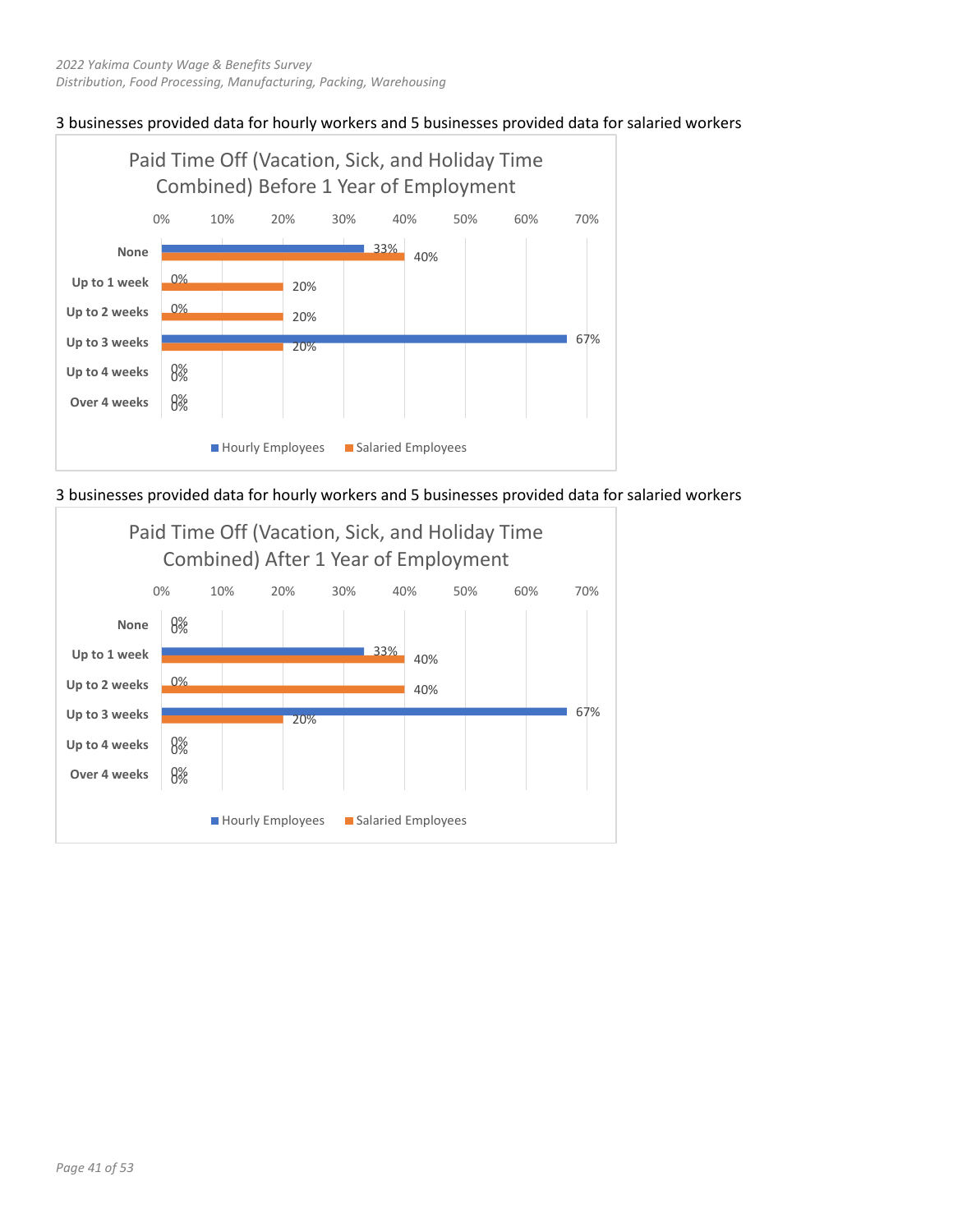3 businesses provided data for hourly workers and 5 businesses provided data for salaried workers

**Paid Time Off (Vacation, Sick, and Holiday Time Combined) Before 1 Year of Employment**

| | Hourly Employees | Salaried Employees |
|---|---|---|
| None | 33% | 40% |
| Up to 1 week | 0% | 20% |
| Up to 2 weeks | 0% | 20% |
| Up to 3 weeks | 67% | 20% |
| Up to 4 weeks | 0% | 0% |
| Over 4 weeks | 0% | 0% |

3 businesses provided data for hourly workers and 5 businesses provided data for salaried workers

**Paid Time Off (Vacation, Sick, and Holiday Time Combined) After 1 Year of Employment**

| | Hourly Employees | Salaried Employees |
|---|---|---|
| None | 0% | 0% |
| Up to 1 week | 33% | 40% |
| Up to 2 weeks | 0% | 40% |
| Up to 3 weeks | 67% | 20% |
| Up to 4 weeks | 0% | 0% |
| Over 4 weeks | 0% | 0% |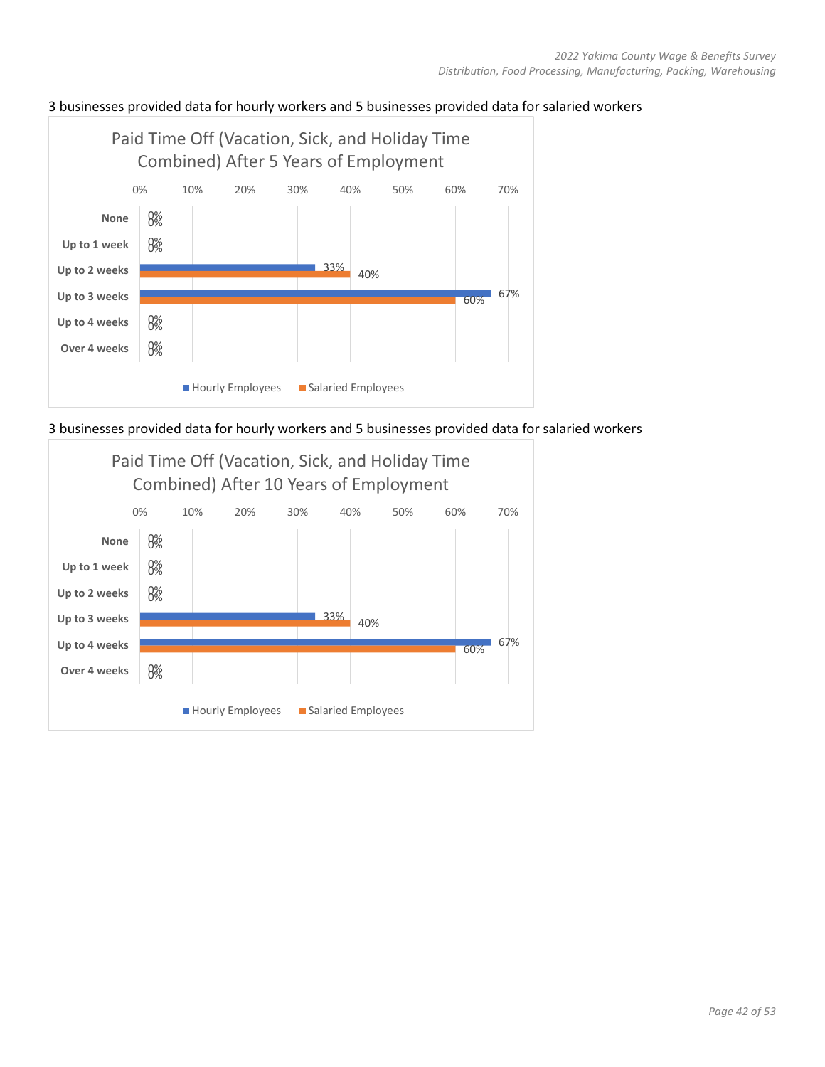3 businesses provided data for hourly workers and 5 businesses provided data for salaried workers

**Paid Time Off (Vacation, Sick, and Holiday Time Combined) After 5 Years of Employment**

| | Hourly Employees | Salaried Employees |
|---|---|---|
| None | 0% | 0% |
| Up to 1 week | 0% | 0% |
| Up to 2 weeks | 33% | 40% |
| Up to 3 weeks | 67% | 60% |
| Up to 4 weeks | 0% | 0% |
| Over 4 weeks | 0% | 0% |

3 businesses provided data for hourly workers and 5 businesses provided data for salaried workers

**Paid Time Off (Vacation, Sick, and Holiday Time Combined) After 10 Years of Employment**

| | Hourly Employees | Salaried Employees |
|---|---|---|
| None | 0% | 0% |
| Up to 1 week | 0% | 0% |
| Up to 2 weeks | 0% | 0% |
| Up to 3 weeks | 33% | 40% |
| Up to 4 weeks | 67% | 60% |
| Over 4 weeks | 0% | 0% |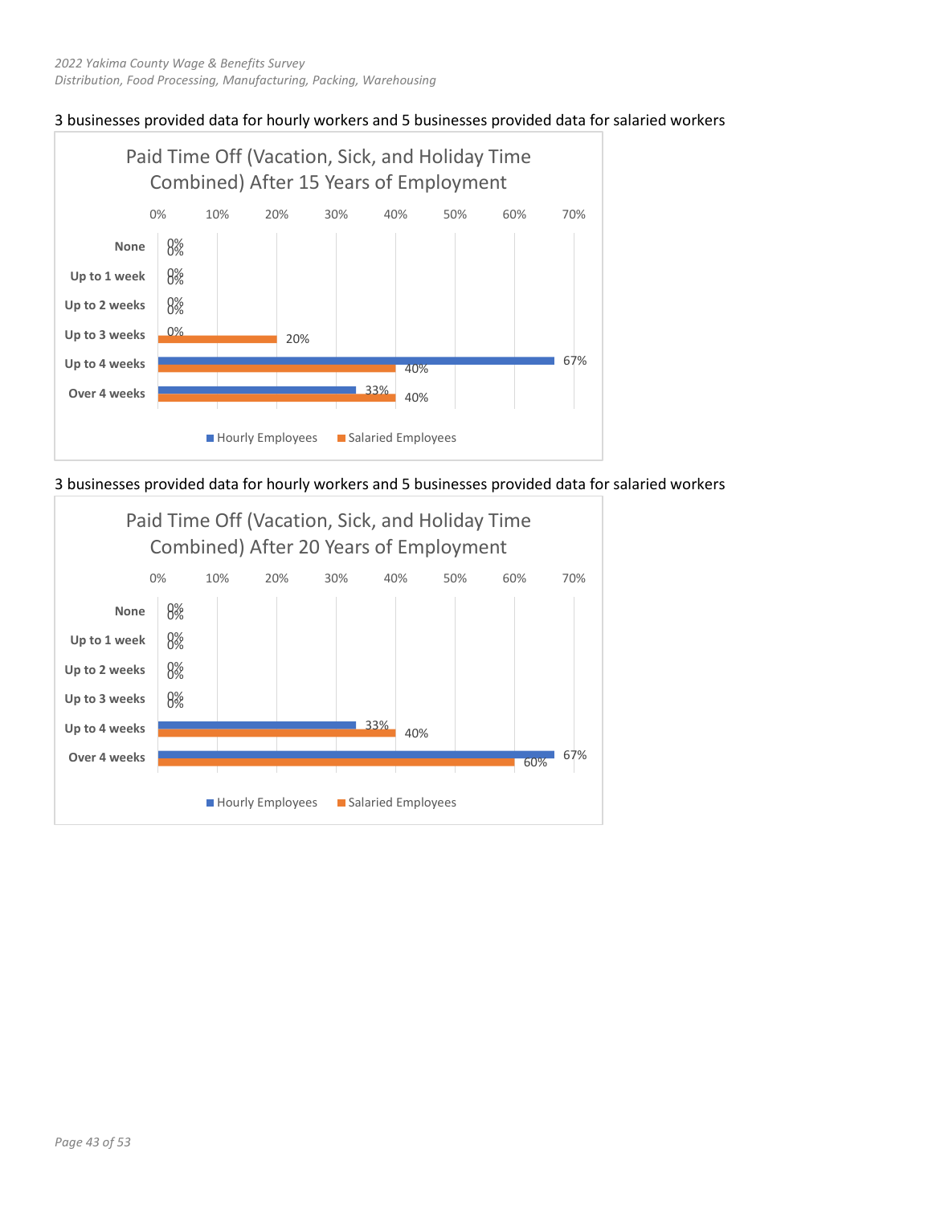3 businesses provided data for hourly workers and 5 businesses provided data for salaried workers

**Paid Time Off (Vacation, Sick, and Holiday Time Combined) After 15 Years of Employment**

| | Hourly Employees | Salaried Employees |
|---|---|---|
| None | 0% | 0% |
| Up to 1 week | 0% | 0% |
| Up to 2 weeks | 0% | 0% |
| Up to 3 weeks | 0% | 20% |
| Up to 4 weeks | 67% | 40% |
| Over 4 weeks | 33% | 40% |

3 businesses provided data for hourly workers and 5 businesses provided data for salaried workers

**Paid Time Off (Vacation, Sick, and Holiday Time Combined) After 20 Years of Employment**

| | Hourly Employees | Salaried Employees |
|---|---|---|
| None | 0% | 0% |
| Up to 1 week | 0% | 0% |
| Up to 2 weeks | 0% | 0% |
| Up to 3 weeks | 0% | 0% |
| Up to 4 weeks | 33% | 40% |
| Over 4 weeks | 67% | 60% |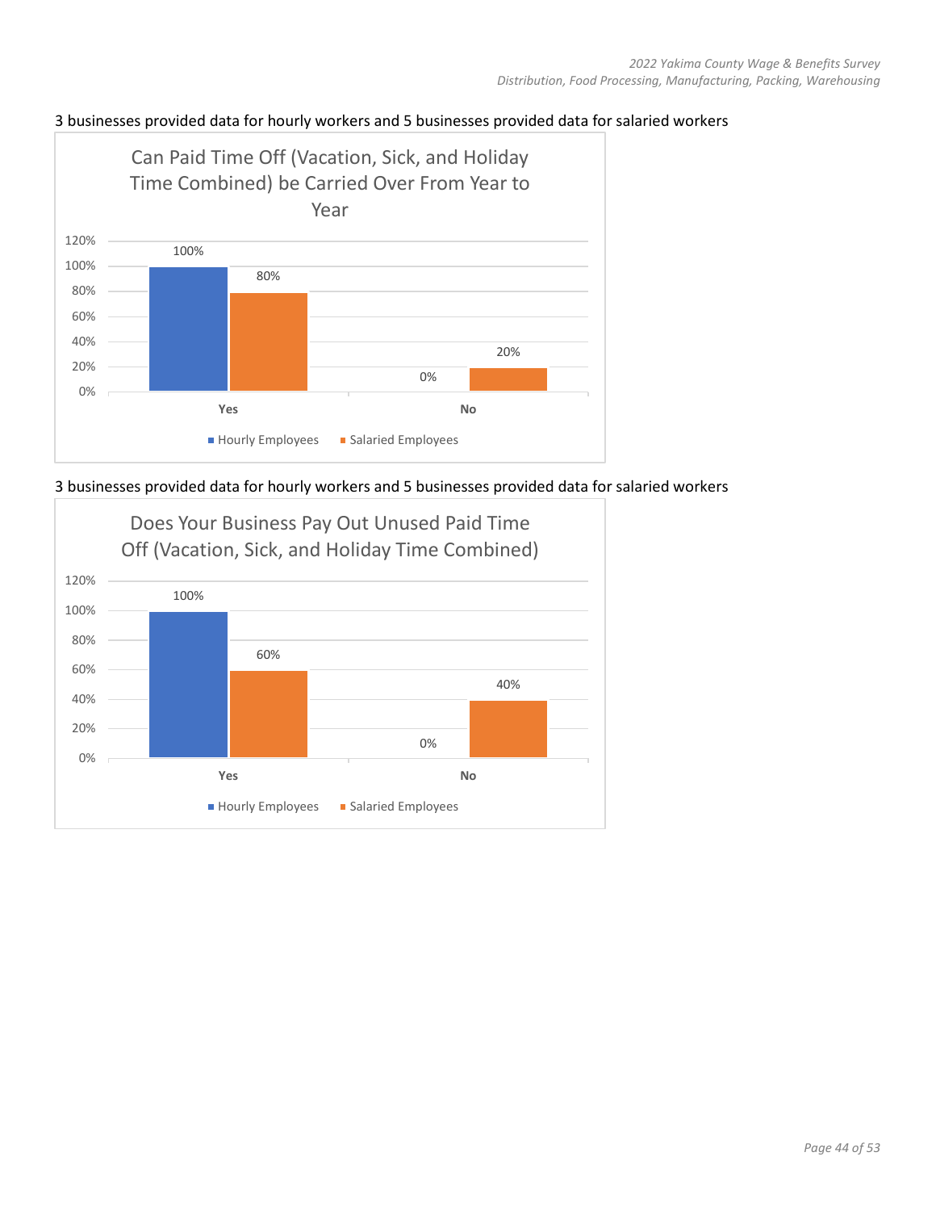3 businesses provided data for hourly workers and 5 businesses provided data for salaried workers

**Can Paid Time Off (Vacation, Sick, and Holiday Time Combined) be Carried Over From Year to Year**

| | Hourly Employees | Salaried Employees |
|---|---|---|
| Yes | 100% | 80% |
| No | 0% | 20% |

3 businesses provided data for hourly workers and 5 businesses provided data for salaried workers

**Does Your Business Pay Out Unused Paid Time Off (Vacation, Sick, and Holiday Time Combined)**

| | Hourly Employees | Salaried Employees |
|---|---|---|
| Yes | 100% | 60% |
| No | 0% | 40% |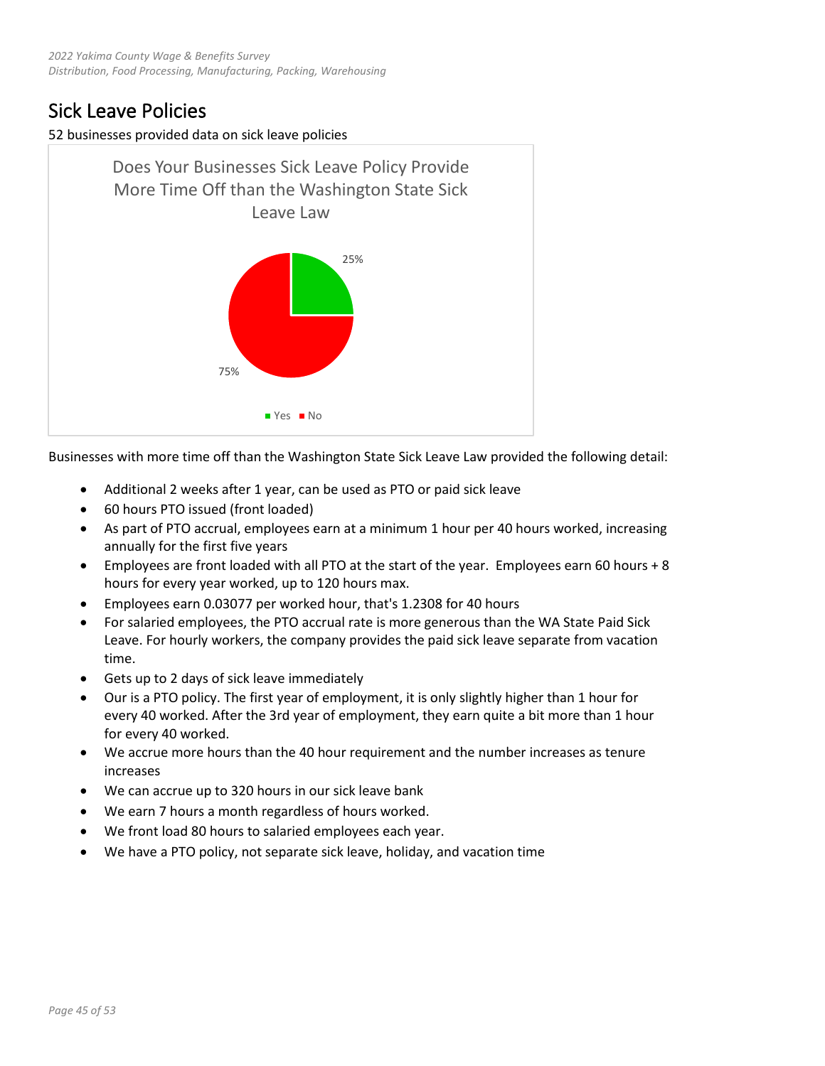## Sick Leave Policies

52 businesses provided data on sick leave policies

Does Your Businesses Sick Leave Policy Provide More Time Off than the Washington State Sick Leave Law

25%

75%

Yes No

Businesses with more time off than the Washington State Sick Leave Law provided the following detail:

- Additional 2 weeks after 1 year, can be used as PTO or paid sick leave
- 60 hours PTO issued (front loaded)
- As part of PTO accrual, employees earn at a minimum 1 hour per 40 hours worked, increasing annually for the first five years
- Employees are front loaded with all PTO at the start of the year. Employees earn 60 hours + 8 hours for every year worked, up to 120 hours max.
- Employees earn 0.03077 per worked hour, that's 1.2308 for 40 hours
- For salaried employees, the PTO accrual rate is more generous than the WA State Paid Sick Leave. For hourly workers, the company provides the paid sick leave separate from vacation time.
- Gets up to 2 days of sick leave immediately
- Our is a PTO policy. The first year of employment, it is only slightly higher than 1 hour for every 40 worked. After the 3rd year of employment, they earn quite a bit more than 1 hour for every 40 worked.
- We accrue more hours than the 40 hour requirement and the number increases as tenure increases
- We can accrue up to 320 hours in our sick leave bank
- We earn 7 hours a month regardless of hours worked.
- We front load 80 hours to salaried employees each year.
- We have a PTO policy, not separate sick leave, holiday, and vacation time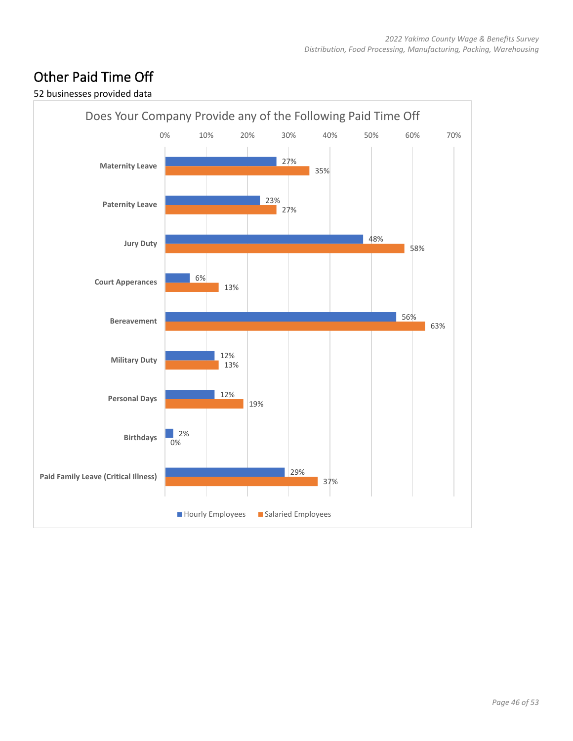## Other Paid Time Off

52 businesses provided data

**Does Your Company Provide any of the Following Paid Time Off**

| | Hourly Employees | Salaried Employees |
|---|---|---|
| **Maternity Leave** | 27% | 35% |
| **Paternity Leave** | 23% | 27% |
| **Jury Duty** | 48% | 58% |
| **Court Apperances** | 6% | 13% |
| **Bereavement** | 56% | 63% |
| **Military Duty** | 12% | 13% |
| **Personal Days** | 12% | 19% |
| **Birthdays** | 2% | 0% |
| **Paid Family Leave (Critical Illness)** | 29% | 37% |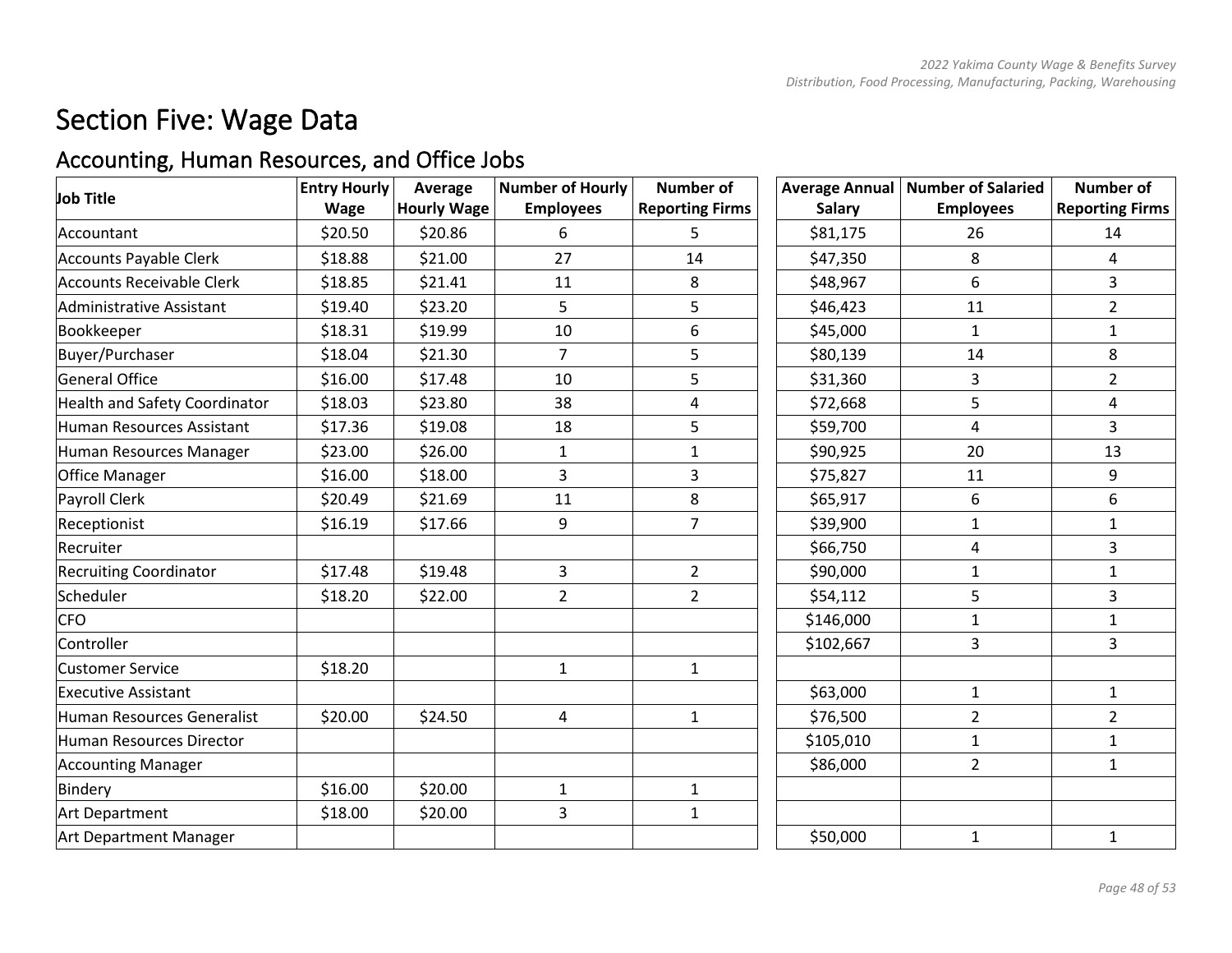# Section Five: Wage Data

## Accounting, Human Resources, and Office Jobs

| Job Title | Entry Hourly Wage | Average Hourly Wage | Number of Hourly Employees | Number of Reporting Firms | Average Annual Salary | Number of Salaried Employees | Number of Reporting Firms |
|---|---|---|---|---|---|---|---|
| Accountant | $20.50 | $20.86 | 6 | 5 | $81,175 | 26 | 14 |
| Accounts Payable Clerk | $18.88 | $21.00 | 27 | 14 | $47,350 | 8 | 4 |
| Accounts Receivable Clerk | $18.85 | $21.41 | 11 | 8 | $48,967 | 6 | 3 |
| Administrative Assistant | $19.40 | $23.20 | 5 | 5 | $46,423 | 11 | 2 |
| Bookkeeper | $18.31 | $19.99 | 10 | 6 | $45,000 | 1 | 1 |
| Buyer/Purchaser | $18.04 | $21.30 | 7 | 5 | $80,139 | 14 | 8 |
| General Office | $16.00 | $17.48 | 10 | 5 | $31,360 | 3 | 2 |
| Health and Safety Coordinator | $18.03 | $23.80 | 38 | 4 | $72,668 | 5 | 4 |
| Human Resources Assistant | $17.36 | $19.08 | 18 | 5 | $59,700 | 4 | 3 |
| Human Resources Manager | $23.00 | $26.00 | 1 | 1 | $90,925 | 20 | 13 |
| Office Manager | $16.00 | $18.00 | 3 | 3 | $75,827 | 11 | 9 |
| Payroll Clerk | $20.49 | $21.69 | 11 | 8 | $65,917 | 6 | 6 |
| Receptionist | $16.19 | $17.66 | 9 | 7 | $39,900 | 1 | 1 |
| Recruiter | | | | | $66,750 | 4 | 3 |
| Recruiting Coordinator | $17.48 | $19.48 | 3 | 2 | $90,000 | 1 | 1 |
| Scheduler | $18.20 | $22.00 | 2 | 2 | $54,112 | 5 | 3 |
| CFO | | | | | $146,000 | 1 | 1 |
| Controller | | | | | $102,667 | 3 | 3 |
| Customer Service | $18.20 | | 1 | 1 | | | |
| Executive Assistant | | | | | $63,000 | 1 | 1 |
| Human Resources Generalist | $20.00 | $24.50 | 4 | 1 | $76,500 | 2 | 2 |
| Human Resources Director | | | | | $105,010 | 1 | 1 |
| Accounting Manager | | | | | $86,000 | 2 | 1 |
| Bindery | $16.00 | $20.00 | 1 | 1 | | | |
| Art Department | $18.00 | $20.00 | 3 | 1 | | | |
| Art Department Manager | | | | | $50,000 | 1 | 1 |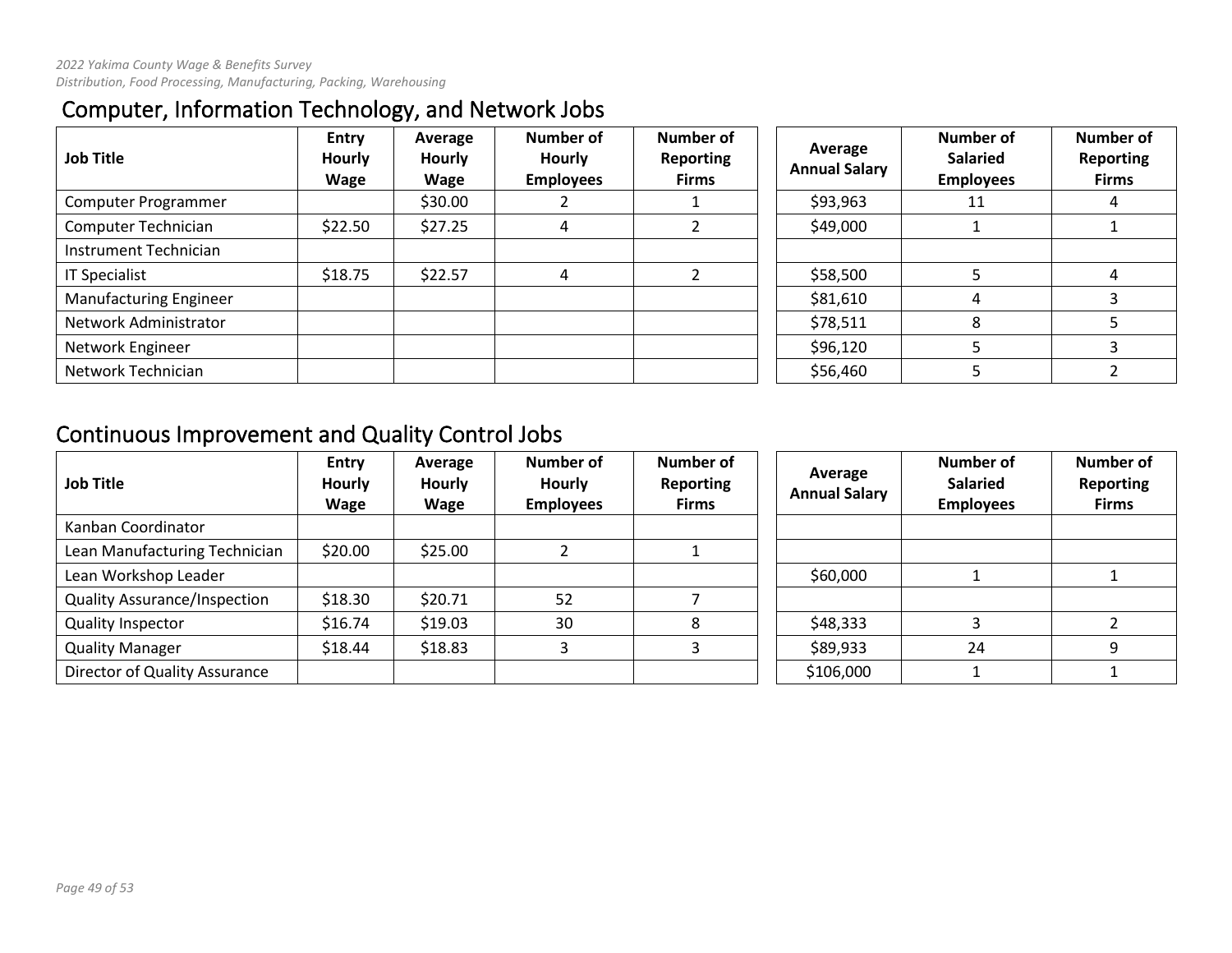## Computer, Information Technology, and Network Jobs

| Job Title | Entry Hourly Wage | Average Hourly Wage | Number of Hourly Employees | Number of Reporting Firms | Average Annual Salary | Number of Salaried Employees | Number of Reporting Firms |
|---|---|---|---|---|---|---|---|
| Computer Programmer | | $30.00 | 2 | 1 | $93,963 | 11 | 4 |
| Computer Technician | $22.50 | $27.25 | 4 | 2 | $49,000 | 1 | 1 |
| Instrument Technician | | | | | | | |
| IT Specialist | $18.75 | $22.57 | 4 | 2 | $58,500 | 5 | 4 |
| Manufacturing Engineer | | | | | $81,610 | 4 | 3 |
| Network Administrator | | | | | $78,511 | 8 | 5 |
| Network Engineer | | | | | $96,120 | 5 | 3 |
| Network Technician | | | | | $56,460 | 5 | 2 |

## Continuous Improvement and Quality Control Jobs

| Job Title | Entry Hourly Wage | Average Hourly Wage | Number of Hourly Employees | Number of Reporting Firms | Average Annual Salary | Number of Salaried Employees | Number of Reporting Firms |
|---|---|---|---|---|---|---|---|
| Kanban Coordinator | | | | | | | |
| Lean Manufacturing Technician | $20.00 | $25.00 | 2 | 1 | | | |
| Lean Workshop Leader | | | | | $60,000 | 1 | 1 |
| Quality Assurance/Inspection | $18.30 | $20.71 | 52 | 7 | | | |
| Quality Inspector | $16.74 | $19.03 | 30 | 8 | $48,333 | 3 | 2 |
| Quality Manager | $18.44 | $18.83 | 3 | 3 | $89,933 | 24 | 9 |
| Director of Quality Assurance | | | | | $106,000 | 1 | 1 |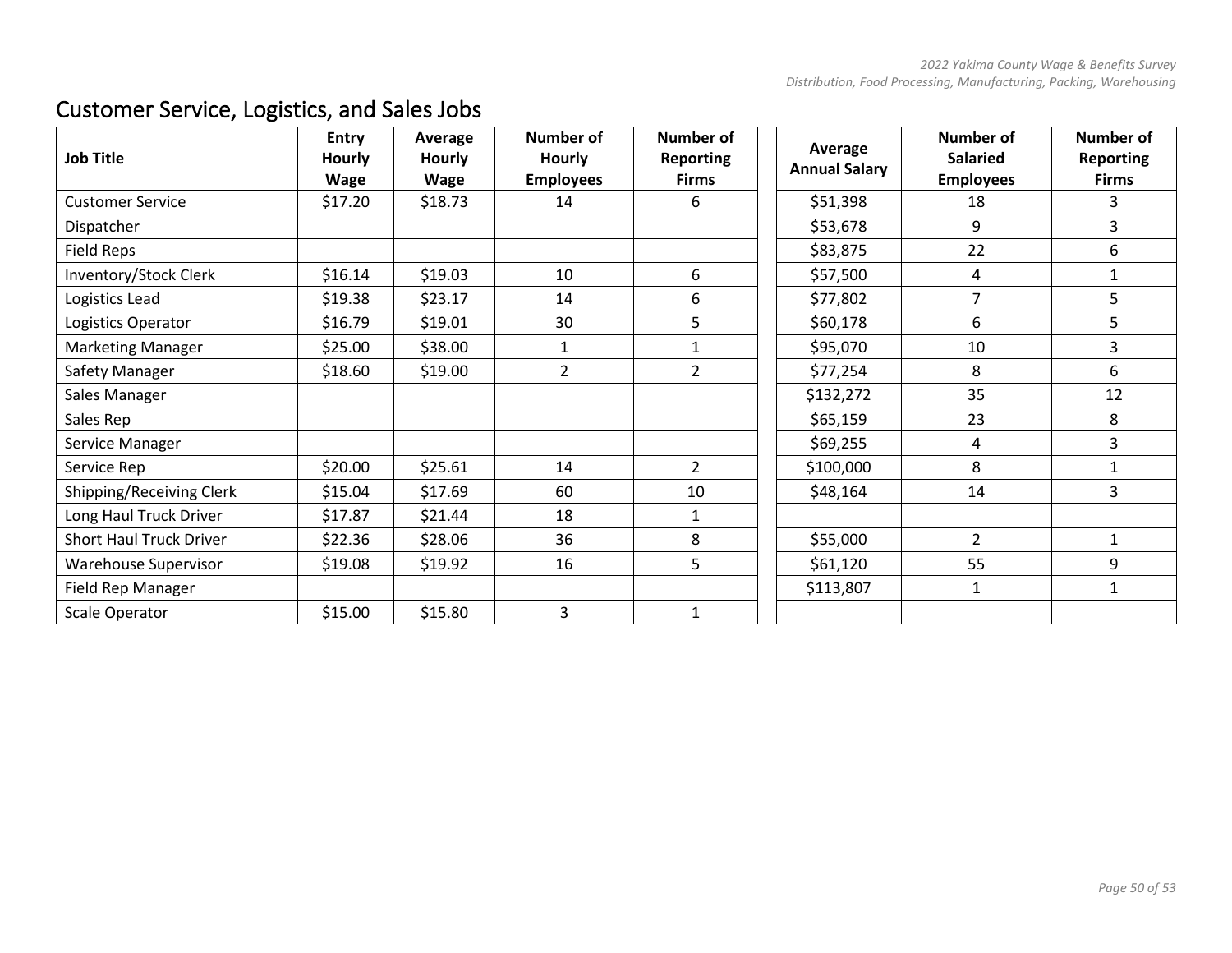## Customer Service, Logistics, and Sales Jobs

| Job Title | Entry Hourly Wage | Average Hourly Wage | Number of Hourly Employees | Number of Reporting Firms | Average Annual Salary | Number of Salaried Employees | Number of Reporting Firms |
|---|---|---|---|---|---|---|---|
| Customer Service | $17.20 | $18.73 | 14 | 6 | $51,398 | 18 | 3 |
| Dispatcher | | | | | $53,678 | 9 | 3 |
| Field Reps | | | | | $83,875 | 22 | 6 |
| Inventory/Stock Clerk | $16.14 | $19.03 | 10 | 6 | $57,500 | 4 | 1 |
| Logistics Lead | $19.38 | $23.17 | 14 | 6 | $77,802 | 7 | 5 |
| Logistics Operator | $16.79 | $19.01 | 30 | 5 | $60,178 | 6 | 5 |
| Marketing Manager | $25.00 | $38.00 | 1 | 1 | $95,070 | 10 | 3 |
| Safety Manager | $18.60 | $19.00 | 2 | 2 | $77,254 | 8 | 6 |
| Sales Manager | | | | | $132,272 | 35 | 12 |
| Sales Rep | | | | | $65,159 | 23 | 8 |
| Service Manager | | | | | $69,255 | 4 | 3 |
| Service Rep | $20.00 | $25.61 | 14 | 2 | $100,000 | 8 | 1 |
| Shipping/Receiving Clerk | $15.04 | $17.69 | 60 | 10 | $48,164 | 14 | 3 |
| Long Haul Truck Driver | $17.87 | $21.44 | 18 | 1 | | | |
| Short Haul Truck Driver | $22.36 | $28.06 | 36 | 8 | $55,000 | 2 | 1 |
| Warehouse Supervisor | $19.08 | $19.92 | 16 | 5 | $61,120 | 55 | 9 |
| Field Rep Manager | | | | | $113,807 | 1 | 1 |
| Scale Operator | $15.00 | $15.80 | 3 | 1 | | | |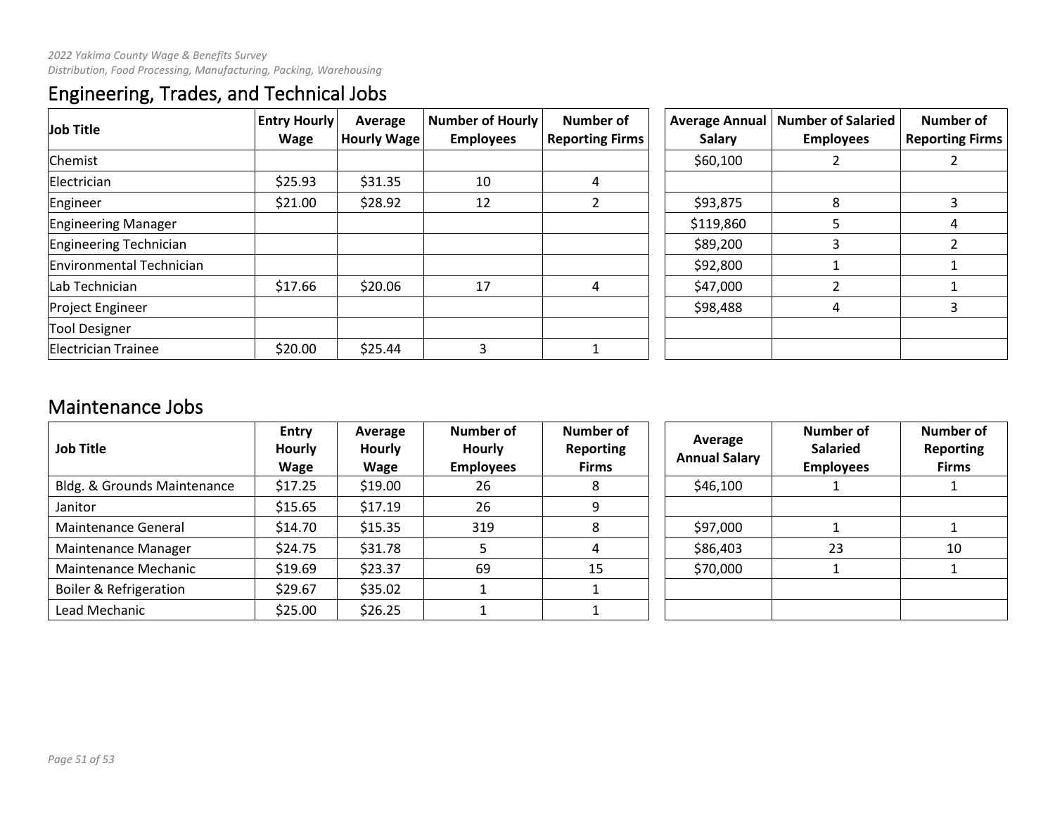## Engineering, Trades, and Technical Jobs

| Job Title | Entry Hourly Wage | Average Hourly Wage | Number of Hourly Employees | Number of Reporting Firms | Average Annual Salary | Number of Salaried Employees | Number of Reporting Firms |
|---|---|---|---|---|---|---|---|
| Chemist | | | | | $60,100 | 2 | 2 |
| Electrician | $25.93 | $31.35 | 10 | 4 | | | |
| Engineer | $21.00 | $28.92 | 12 | 2 | $93,875 | 8 | 3 |
| Engineering Manager | | | | | $119,860 | 5 | 4 |
| Engineering Technician | | | | | $89,200 | 3 | 2 |
| Environmental Technician | | | | | $92,800 | 1 | 1 |
| Lab Technician | $17.66 | $20.06 | 17 | 4 | $47,000 | 2 | 1 |
| Project Engineer | | | | | $98,488 | 4 | 3 |
| Tool Designer | | | | | | | |
| Electrician Trainee | $20.00 | $25.44 | 3 | 1 | | | |

## Maintenance Jobs

| Job Title | Entry Hourly Wage | Average Hourly Wage | Number of Hourly Employees | Number of Reporting Firms | Average Annual Salary | Number of Salaried Employees | Number of Reporting Firms |
|---|---|---|---|---|---|---|---|
| Bldg. & Grounds Maintenance | $17.25 | $19.00 | 26 | 8 | $46,100 | 1 | 1 |
| Janitor | $15.65 | $17.19 | 26 | 9 | | | |
| Maintenance General | $14.70 | $15.35 | 319 | 8 | $97,000 | 1 | 1 |
| Maintenance Manager | $24.75 | $31.78 | 5 | 4 | $86,403 | 23 | 10 |
| Maintenance Mechanic | $19.69 | $23.37 | 69 | 15 | $70,000 | 1 | 1 |
| Boiler & Refrigeration | $29.67 | $35.02 | 1 | 1 | | | |
| Lead Mechanic | $25.00 | $26.25 | 1 | 1 | | | |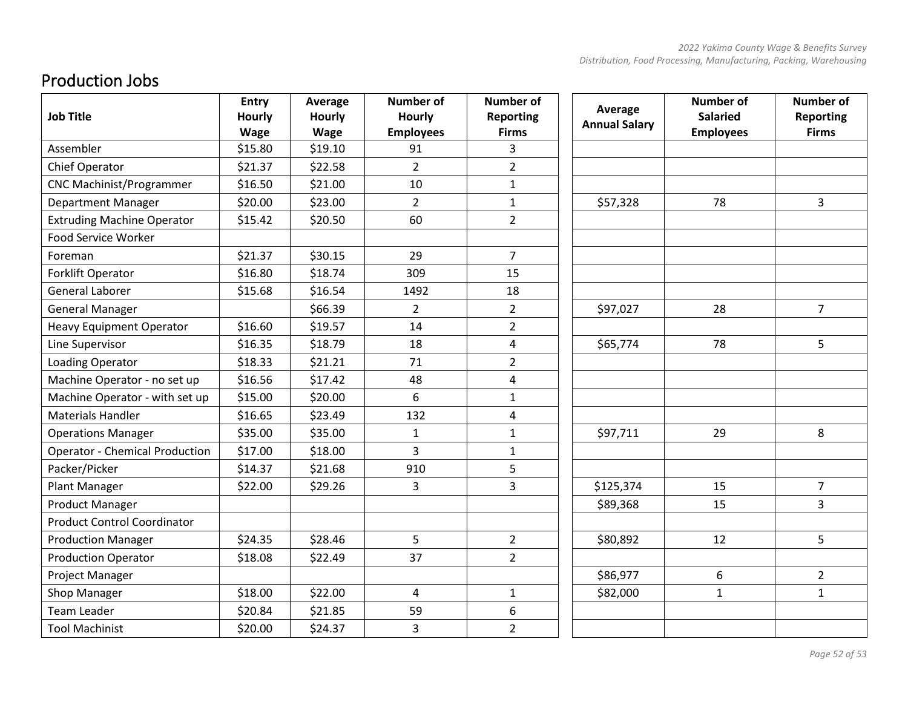## Production Jobs

| Job Title | Entry Hourly Wage | Average Hourly Wage | Number of Hourly Employees | Number of Reporting Firms | Average Annual Salary | Number of Salaried Employees | Number of Reporting Firms |
|---|---|---|---|---|---|---|---|
| Assembler | $15.80 | $19.10 | 91 | 3 | | | |
| Chief Operator | $21.37 | $22.58 | 2 | 2 | | | |
| CNC Machinist/Programmer | $16.50 | $21.00 | 10 | 1 | | | |
| Department Manager | $20.00 | $23.00 | 2 | 1 | $57,328 | 78 | 3 |
| Extruding Machine Operator | $15.42 | $20.50 | 60 | 2 | | | |
| Food Service Worker | | | | | | | |
| Foreman | $21.37 | $30.15 | 29 | 7 | | | |
| Forklift Operator | $16.80 | $18.74 | 309 | 15 | | | |
| General Laborer | $15.68 | $16.54 | 1492 | 18 | | | |
| General Manager | | $66.39 | 2 | 2 | $97,027 | 28 | 7 |
| Heavy Equipment Operator | $16.60 | $19.57 | 14 | 2 | | | |
| Line Supervisor | $16.35 | $18.79 | 18 | 4 | $65,774 | 78 | 5 |
| Loading Operator | $18.33 | $21.21 | 71 | 2 | | | |
| Machine Operator - no set up | $16.56 | $17.42 | 48 | 4 | | | |
| Machine Operator - with set up | $15.00 | $20.00 | 6 | 1 | | | |
| Materials Handler | $16.65 | $23.49 | 132 | 4 | | | |
| Operations Manager | $35.00 | $35.00 | 1 | 1 | $97,711 | 29 | 8 |
| Operator - Chemical Production | $17.00 | $18.00 | 3 | 1 | | | |
| Packer/Picker | $14.37 | $21.68 | 910 | 5 | | | |
| Plant Manager | $22.00 | $29.26 | 3 | 3 | $125,374 | 15 | 7 |
| Product Manager | | | | | $89,368 | 15 | 3 |
| Product Control Coordinator | | | | | | | |
| Production Manager | $24.35 | $28.46 | 5 | 2 | $80,892 | 12 | 5 |
| Production Operator | $18.08 | $22.49 | 37 | 2 | | | |
| Project Manager | | | | | $86,977 | 6 | 2 |
| Shop Manager | $18.00 | $22.00 | 4 | 1 | $82,000 | 1 | 1 |
| Team Leader | $20.84 | $21.85 | 59 | 6 | | | |
| Tool Machinist | $20.00 | $24.37 | 3 | 2 | | | |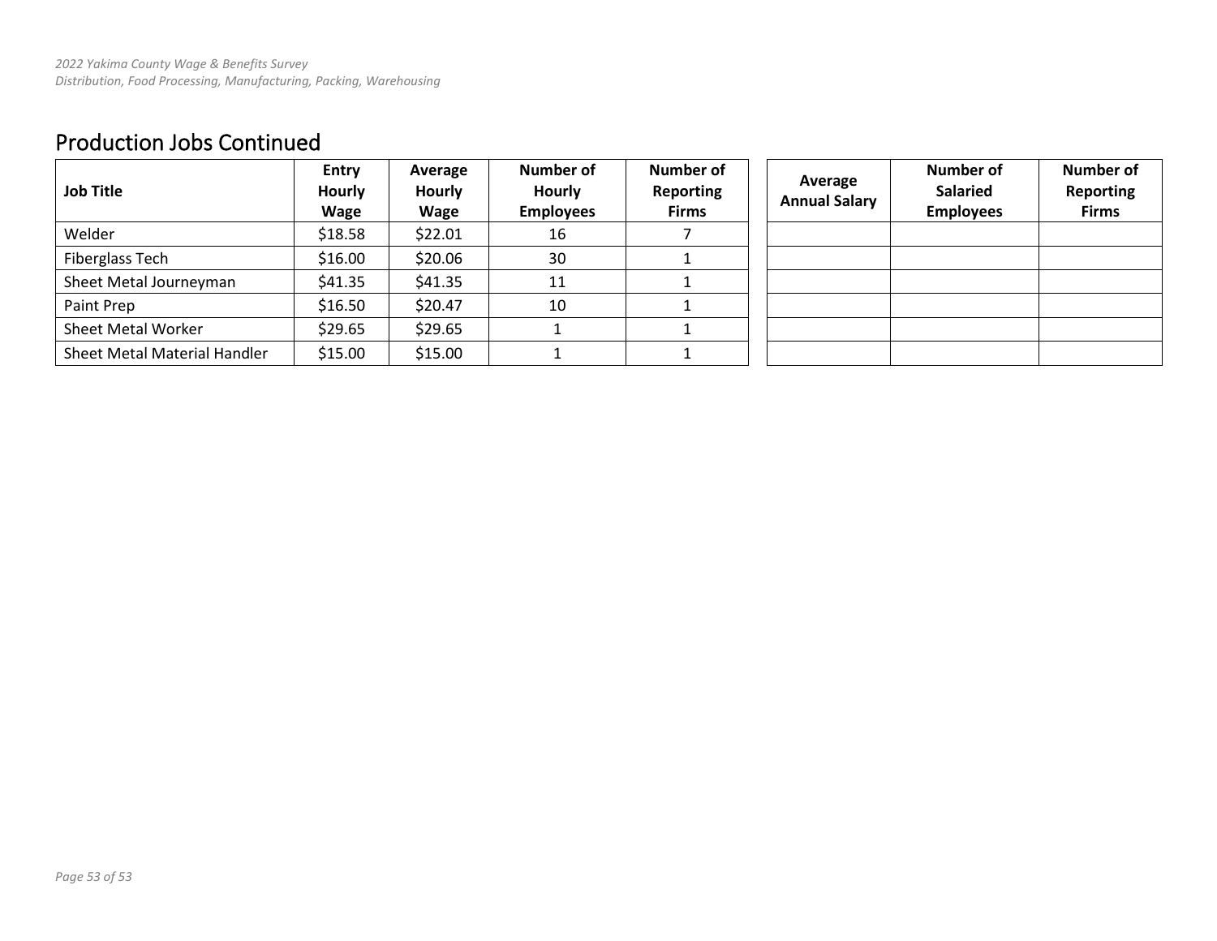## Production Jobs Continued

| Job Title | Entry Hourly Wage | Average Hourly Wage | Number of Hourly Employees | Number of Reporting Firms | Average Annual Salary | Number of Salaried Employees | Number of Reporting Firms |
|---|---|---|---|---|---|---|---|
| Welder | $18.58 | $22.01 | 16 | 7 | | | |
| Fiberglass Tech | $16.00 | $20.06 | 30 | 1 | | | |
| Sheet Metal Journeyman | $41.35 | $41.35 | 11 | 1 | | | |
| Paint Prep | $16.50 | $20.47 | 10 | 1 | | | |
| Sheet Metal Worker | $29.65 | $29.65 | 1 | 1 | | | |
| Sheet Metal Material Handler | $15.00 | $15.00 | 1 | 1 | | | |